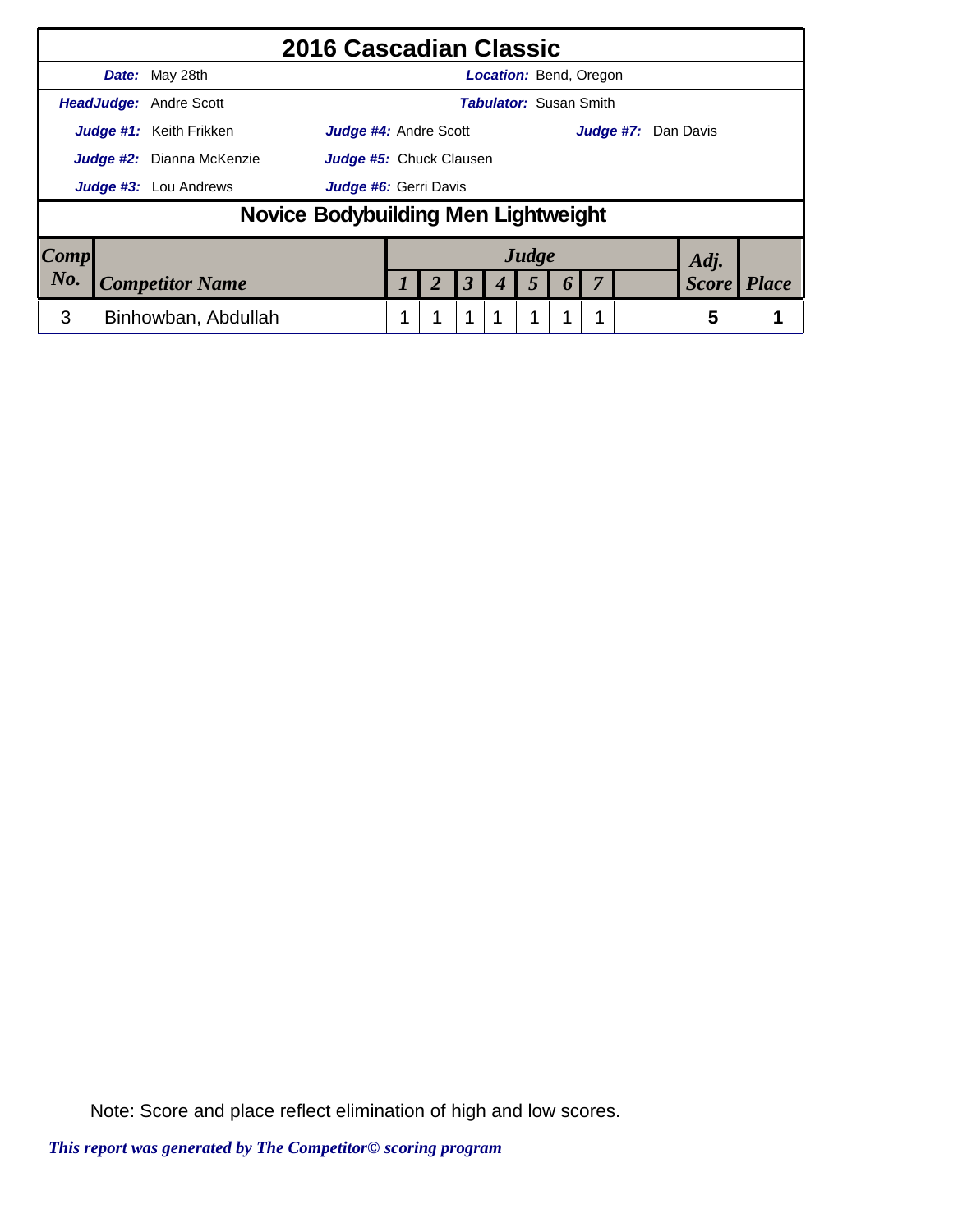# 2016 Cascadian Classic

**Date:** May 28th  **Location:** Bend, Oregon

**HeadJudge:** Andre Scott  **Tabulator:** Susan Smith

**Judge #1:** Keith Frikken  **Judge #4:** Andre Scott  **Judge #7:** Dan Davis

**Judge #2:** Dianna McKenzie  **Judge #5:** Chuck Clausen

**Judge #3:** Lou Andrews  **Judge #6:** Gerri Davis

## Novice Bodybuilding Men Lightweight

| Comp No. | Competitor Name | Judge 1 | 2 | 3 | 4 | 5 | 6 | 7 | | Adj. Score | Place |
|---|---|---|---|---|---|---|---|---|---|---|---|
| 3 | Binhowban, Abdullah | 1 | 1 | 1 | 1 | 1 | 1 | 1 | | 5 | 1 |

Note: Score and place reflect elimination of high and low scores.

*This report was generated by The Competitor© scoring program*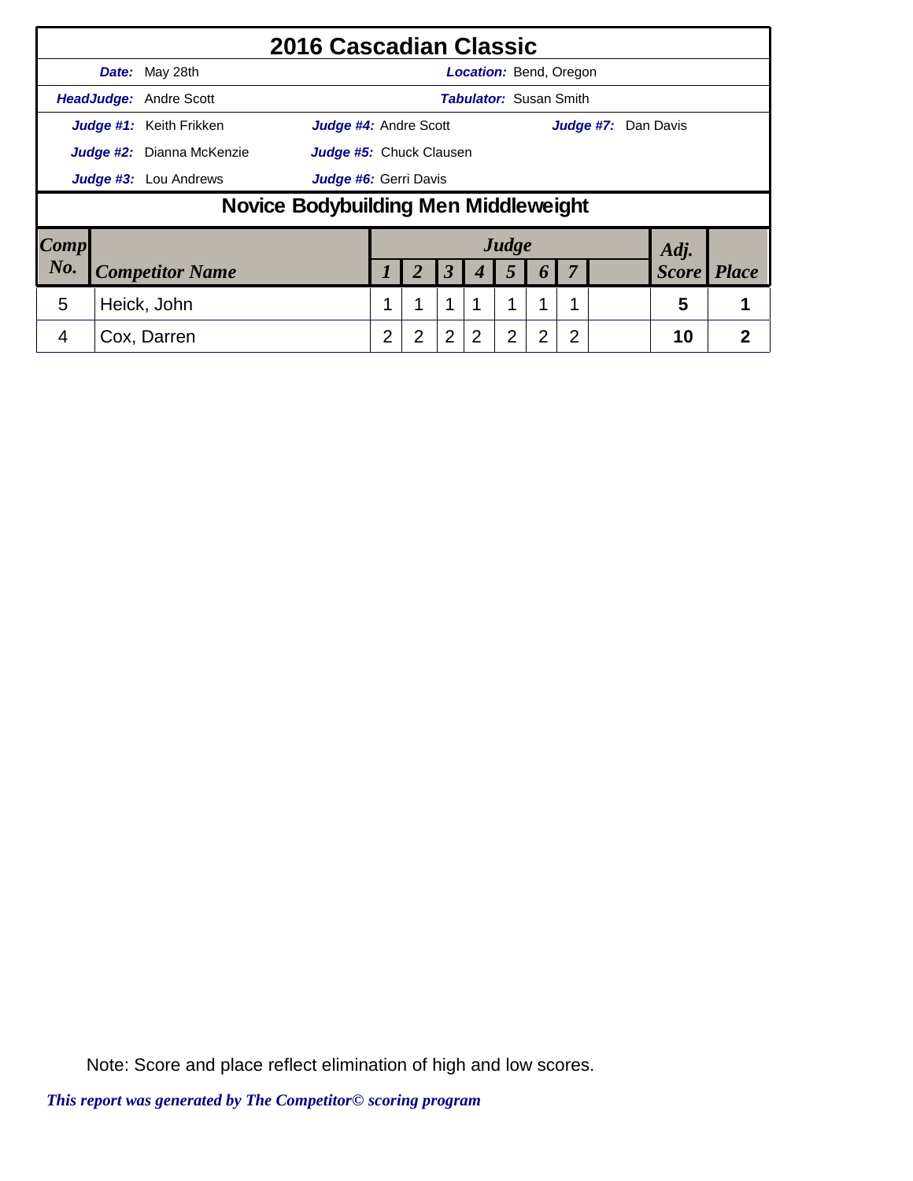# 2016 Cascadian Classic

**Date:** May 28th **Location:** Bend, Oregon

**HeadJudge:** Andre Scott **Tabulator:** Susan Smith

**Judge #1:** Keith Frikken **Judge #4:** Andre Scott **Judge #7:** Dan Davis

**Judge #2:** Dianna McKenzie **Judge #5:** Chuck Clausen

**Judge #3:** Lou Andrews **Judge #6:** Gerri Davis

## Novice Bodybuilding Men Middleweight

| Comp No. | Competitor Name | Judge 1 | 2 | 3 | 4 | 5 | 6 | 7 | | Adj. Score | Place |
|---|---|---|---|---|---|---|---|---|---|---|---|
| 5 | Heick, John | 1 | 1 | 1 | 1 | 1 | 1 | 1 | | 5 | 1 |
| 4 | Cox, Darren | 2 | 2 | 2 | 2 | 2 | 2 | 2 | | 10 | 2 |

Note: Score and place reflect elimination of high and low scores.

*This report was generated by The Competitor© scoring program*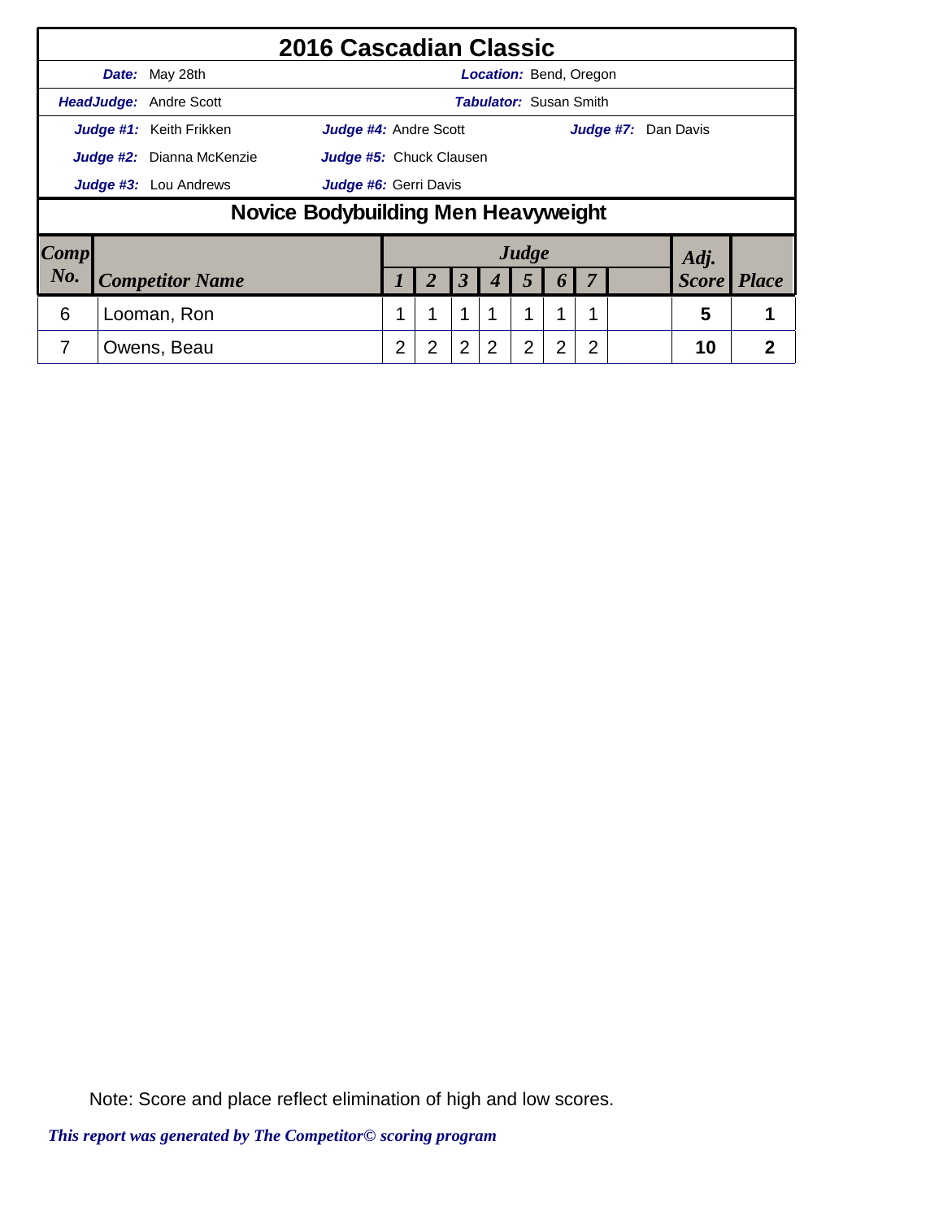# 2016 Cascadian Classic

**Date:** May 28th | **Location:** Bend, Oregon

**HeadJudge:** Andre Scott | **Tabulator:** Susan Smith

**Judge #1:** Keith Frikken | **Judge #4:** Andre Scott | **Judge #7:** Dan Davis

**Judge #2:** Dianna McKenzie | **Judge #5:** Chuck Clausen

**Judge #3:** Lou Andrews | **Judge #6:** Gerri Davis

## Novice Bodybuilding Men Heavyweight

| Comp No. | Competitor Name | Judge 1 | 2 | 3 | 4 | 5 | 6 | 7 | | Adj. Score | Place |
|---|---|---|---|---|---|---|---|---|---|---|---|
| 6 | Looman, Ron | 1 | 1 | 1 | 1 | 1 | 1 | 1 | | 5 | 1 |
| 7 | Owens, Beau | 2 | 2 | 2 | 2 | 2 | 2 | 2 | | 10 | 2 |

Note: Score and place reflect elimination of high and low scores.

*This report was generated by The Competitor© scoring program*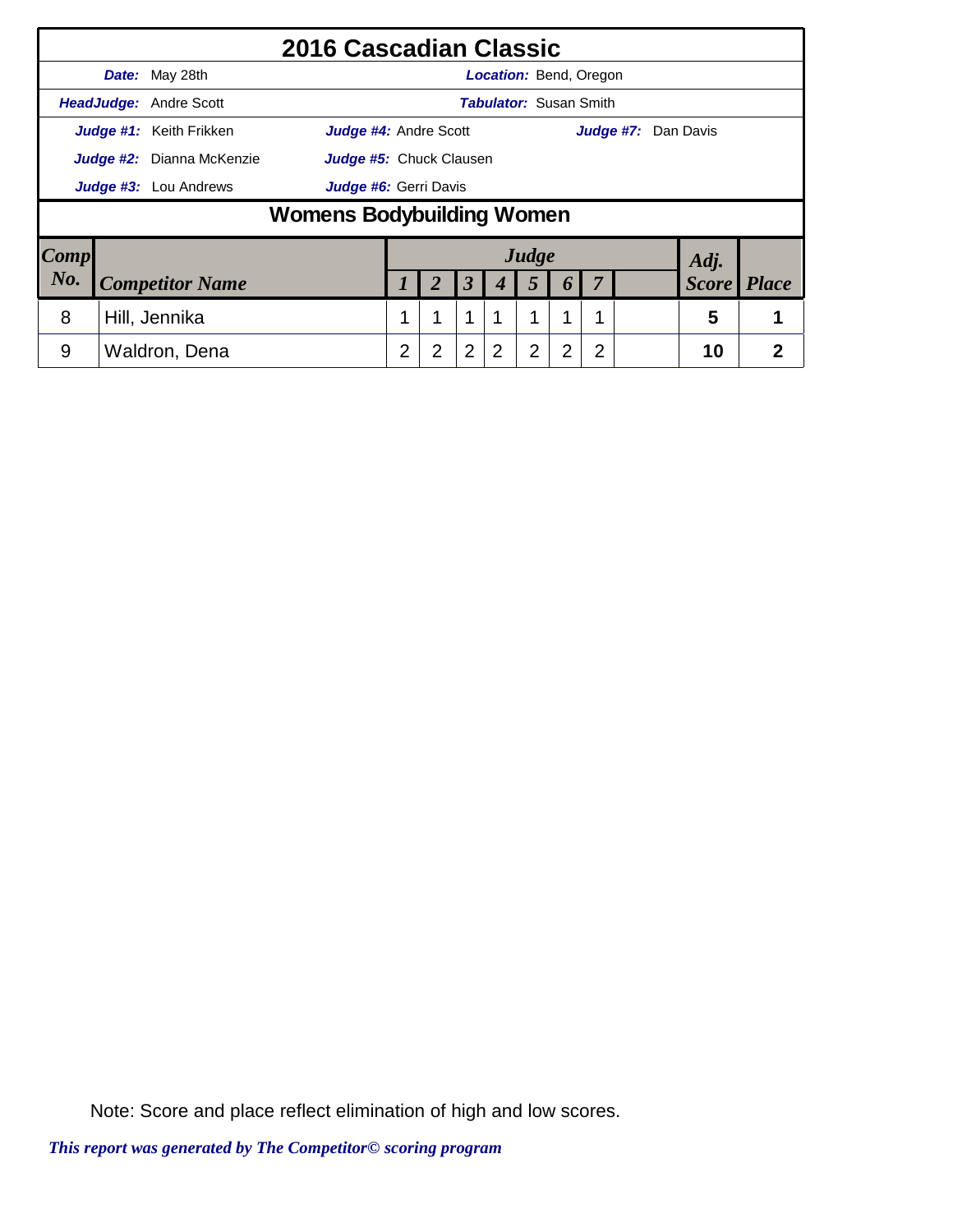# 2016 Cascadian Classic

**Date:** May 28th **Location:** Bend, Oregon

**HeadJudge:** Andre Scott **Tabulator:** Susan Smith

**Judge #1:** Keith Frikken **Judge #4:** Andre Scott **Judge #7:** Dan Davis

**Judge #2:** Dianna McKenzie **Judge #5:** Chuck Clausen

**Judge #3:** Lou Andrews **Judge #6:** Gerri Davis

## Womens Bodybuilding Women

| Comp No. | Competitor Name | Judge 1 | 2 | 3 | 4 | 5 | 6 | 7 | | Adj. Score | Place |
|---|---|---|---|---|---|---|---|---|---|---|---|
| 8 | Hill, Jennika | 1 | 1 | 1 | 1 | 1 | 1 | 1 | | 5 | 1 |
| 9 | Waldron, Dena | 2 | 2 | 2 | 2 | 2 | 2 | 2 | | 10 | 2 |

Note: Score and place reflect elimination of high and low scores.

*This report was generated by The Competitor© scoring program*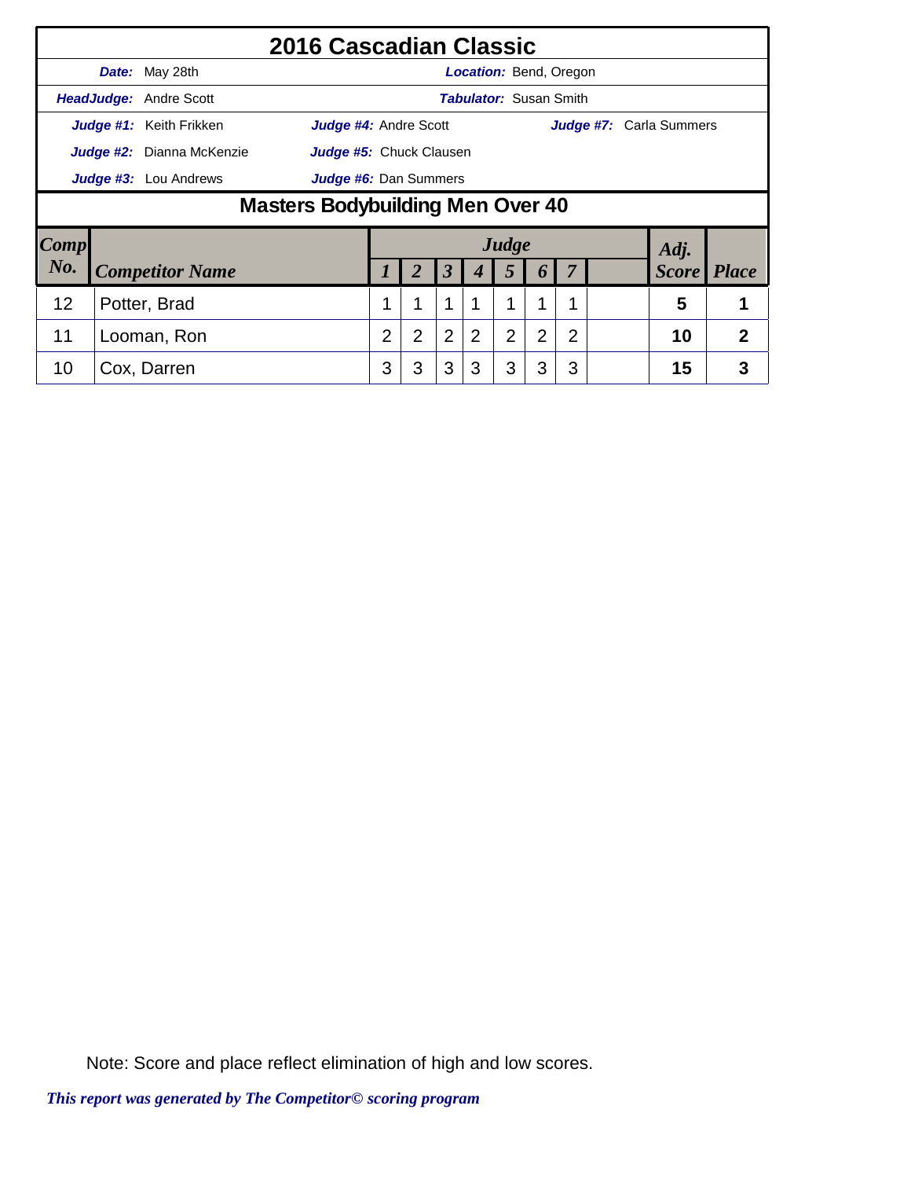# 2016 Cascadian Classic

**Date:** May 28th | **Location:** Bend, Oregon

**HeadJudge:** Andre Scott | **Tabulator:** Susan Smith

**Judge #1:** Keith Frikken | **Judge #4:** Andre Scott | **Judge #7:** Carla Summers

**Judge #2:** Dianna McKenzie | **Judge #5:** Chuck Clausen

**Judge #3:** Lou Andrews | **Judge #6:** Dan Summers

## Masters Bodybuilding Men Over 40

| Comp No. | Competitor Name | Judge 1 | 2 | 3 | 4 | 5 | 6 | 7 | | Adj. Score | Place |
|---|---|---|---|---|---|---|---|---|---|---|---|
| 12 | Potter, Brad | 1 | 1 | 1 | 1 | 1 | 1 | 1 | | 5 | 1 |
| 11 | Looman, Ron | 2 | 2 | 2 | 2 | 2 | 2 | 2 | | 10 | 2 |
| 10 | Cox, Darren | 3 | 3 | 3 | 3 | 3 | 3 | 3 | | 15 | 3 |

Note: Score and place reflect elimination of high and low scores.

*This report was generated by The Competitor© scoring program*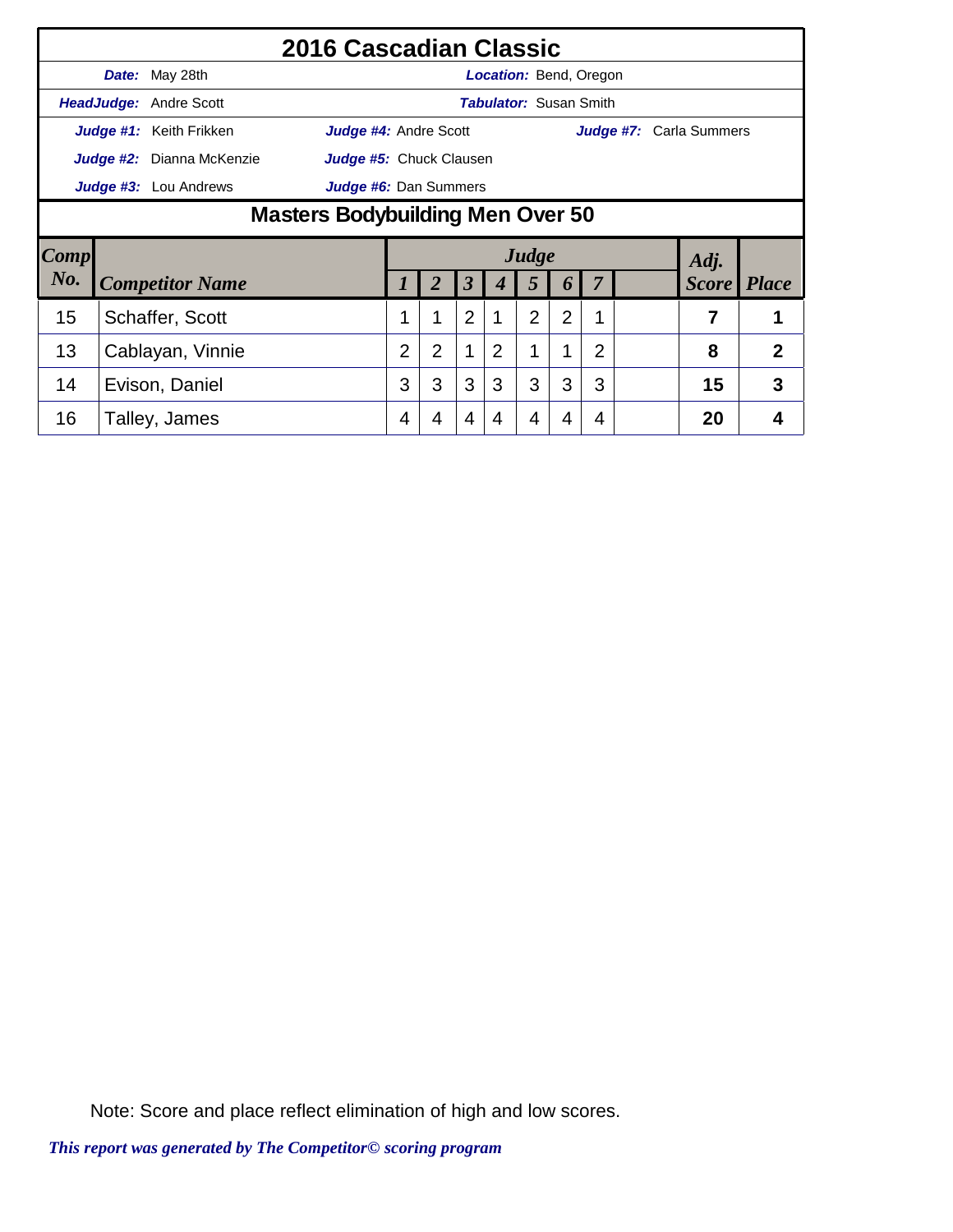# 2016 Cascadian Classic

***Date:*** May 28th — ***Location:*** Bend, Oregon

***HeadJudge:*** Andre Scott — ***Tabulator:*** Susan Smith

***Judge #1:*** Keith Frikken — ***Judge #4:*** Andre Scott — ***Judge #7:*** Carla Summers

***Judge #2:*** Dianna McKenzie — ***Judge #5:*** Chuck Clausen

***Judge #3:*** Lou Andrews — ***Judge #6:*** Dan Summers

## Masters Bodybuilding Men Over 50

| Comp No. | Competitor Name | Judge 1 | 2 | 3 | 4 | 5 | 6 | 7 | | Adj. Score | Place |
|---|---|---|---|---|---|---|---|---|---|---|---|
| 15 | Schaffer, Scott | 1 | 1 | 2 | 1 | 2 | 2 | 1 | | 7 | 1 |
| 13 | Cablayan, Vinnie | 2 | 2 | 1 | 2 | 1 | 1 | 2 | | 8 | 2 |
| 14 | Evison, Daniel | 3 | 3 | 3 | 3 | 3 | 3 | 3 | | 15 | 3 |
| 16 | Talley, James | 4 | 4 | 4 | 4 | 4 | 4 | 4 | | 20 | 4 |

Note: Score and place reflect elimination of high and low scores.

*This report was generated by The Competitor© scoring program*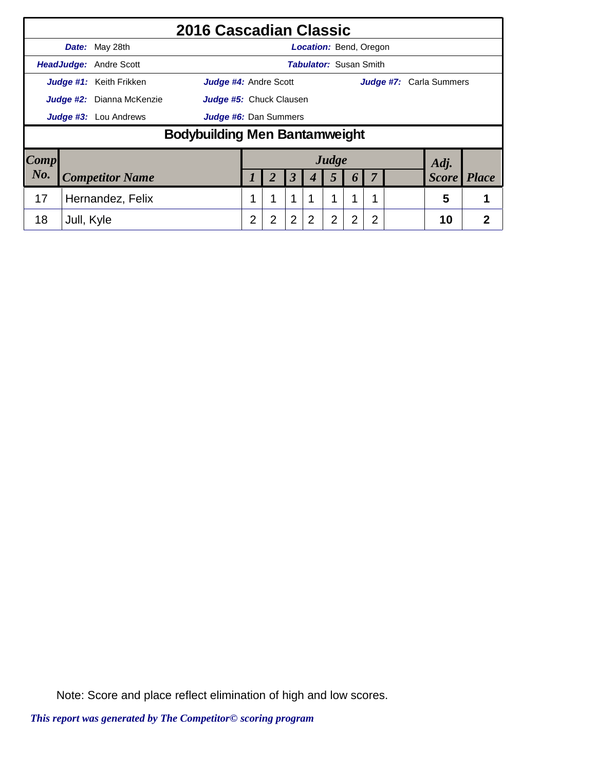# 2016 Cascadian Classic

**Date:** May 28th | **Location:** Bend, Oregon

**HeadJudge:** Andre Scott | **Tabulator:** Susan Smith

**Judge #1:** Keith Frikken | **Judge #4:** Andre Scott | **Judge #7:** Carla Summers

**Judge #2:** Dianna McKenzie | **Judge #5:** Chuck Clausen

**Judge #3:** Lou Andrews | **Judge #6:** Dan Summers

## Bodybuilding Men Bantamweight

| Comp No. | Competitor Name | Judge 1 | 2 | 3 | 4 | 5 | 6 | 7 | | Adj. Score | Place |
|---|---|---|---|---|---|---|---|---|---|---|---|
| 17 | Hernandez, Felix | 1 | 1 | 1 | 1 | 1 | 1 | 1 | | **5** | **1** |
| 18 | Jull, Kyle | 2 | 2 | 2 | 2 | 2 | 2 | 2 | | **10** | **2** |

Note: Score and place reflect elimination of high and low scores.

*This report was generated by The Competitor© scoring program*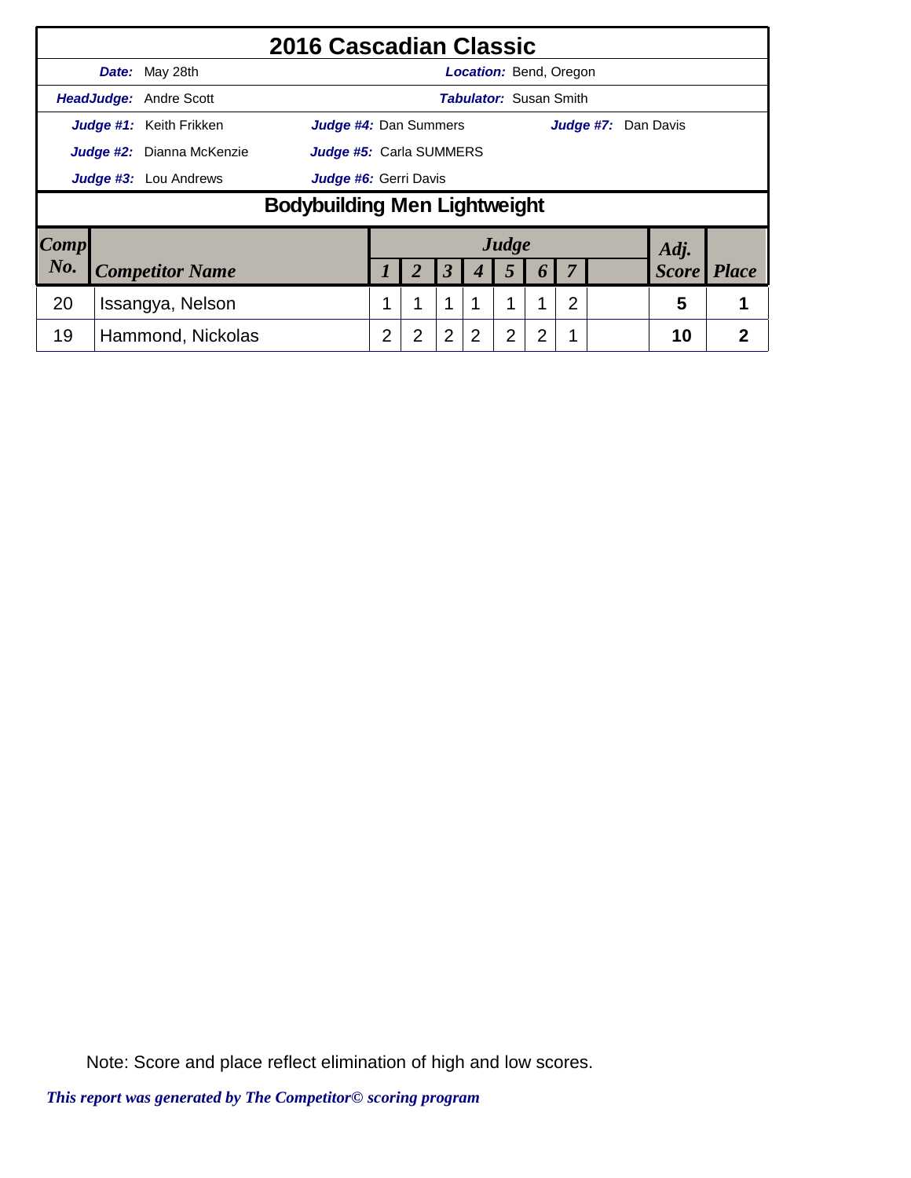# 2016 Cascadian Classic

**Date:** May 28th **Location:** Bend, Oregon

**HeadJudge:** Andre Scott **Tabulator:** Susan Smith

**Judge #1:** Keith Frikken **Judge #4:** Dan Summers **Judge #7:** Dan Davis

**Judge #2:** Dianna McKenzie **Judge #5:** Carla SUMMERS

**Judge #3:** Lou Andrews **Judge #6:** Gerri Davis

## Bodybuilding Men Lightweight

| Comp No. | Competitor Name | Judge 1 | 2 | 3 | 4 | 5 | 6 | 7 | | Adj. Score | Place |
|---|---|---|---|---|---|---|---|---|---|---|---|
| 20 | Issangya, Nelson | 1 | 1 | 1 | 1 | 1 | 1 | 2 | | 5 | 1 |
| 19 | Hammond, Nickolas | 2 | 2 | 2 | 2 | 2 | 2 | 1 | | 10 | 2 |

Note: Score and place reflect elimination of high and low scores.

*This report was generated by The Competitor© scoring program*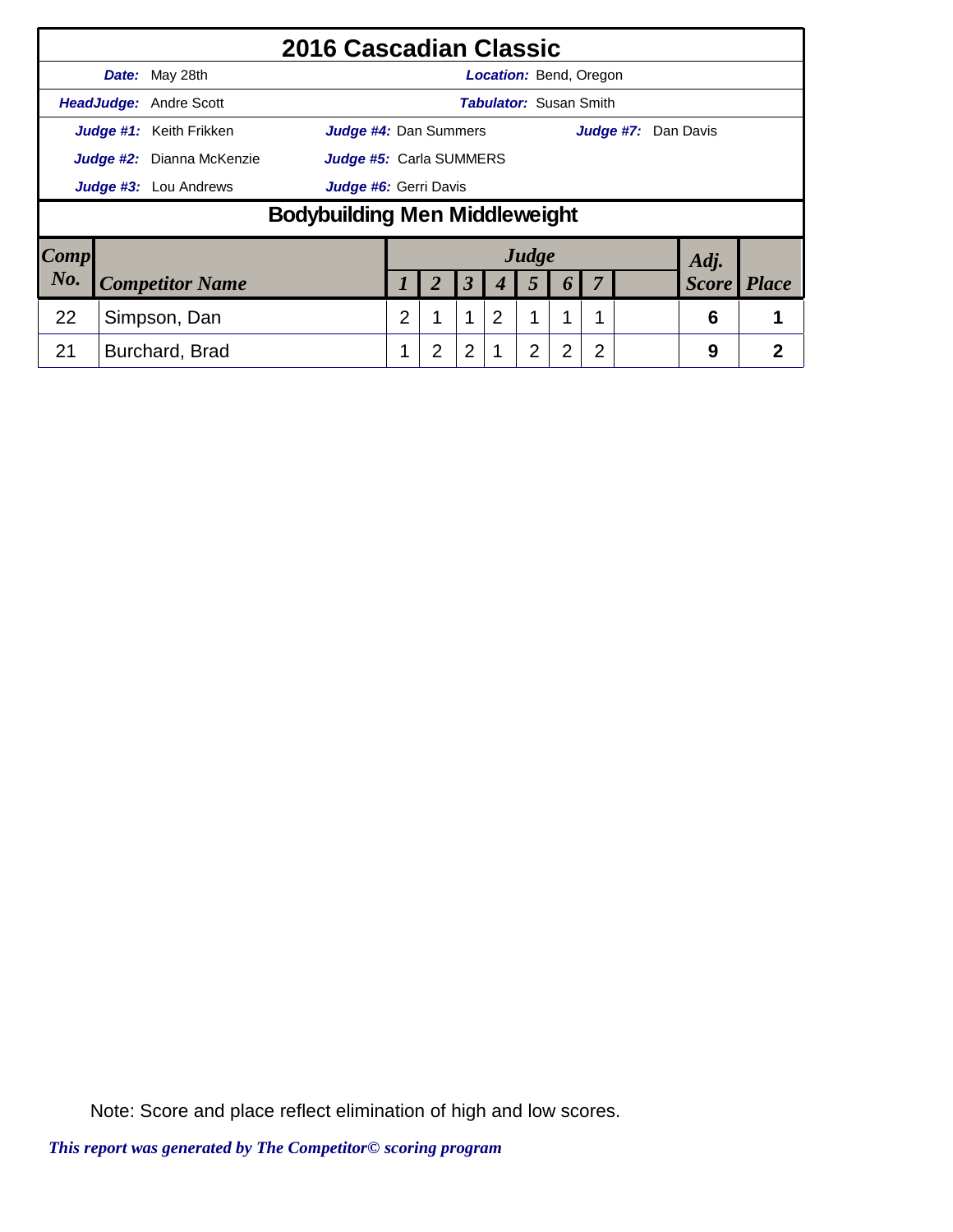# 2016 Cascadian Classic

**Date:** May 28th | **Location:** Bend, Oregon

**HeadJudge:** Andre Scott | **Tabulator:** Susan Smith

**Judge #1:** Keith Frikken | **Judge #4:** Dan Summers | **Judge #7:** Dan Davis

**Judge #2:** Dianna McKenzie | **Judge #5:** Carla SUMMERS

**Judge #3:** Lou Andrews | **Judge #6:** Gerri Davis

## Bodybuilding Men Middleweight

| Comp No. | Competitor Name | Judge 1 | 2 | 3 | 4 | 5 | 6 | 7 | | Adj. Score | Place |
|---|---|---|---|---|---|---|---|---|---|---|---|
| 22 | Simpson, Dan | 2 | 1 | 1 | 2 | 1 | 1 | 1 | | 6 | 1 |
| 21 | Burchard, Brad | 1 | 2 | 2 | 1 | 2 | 2 | 2 | | 9 | 2 |

Note: Score and place reflect elimination of high and low scores.

*This report was generated by The Competitor© scoring program*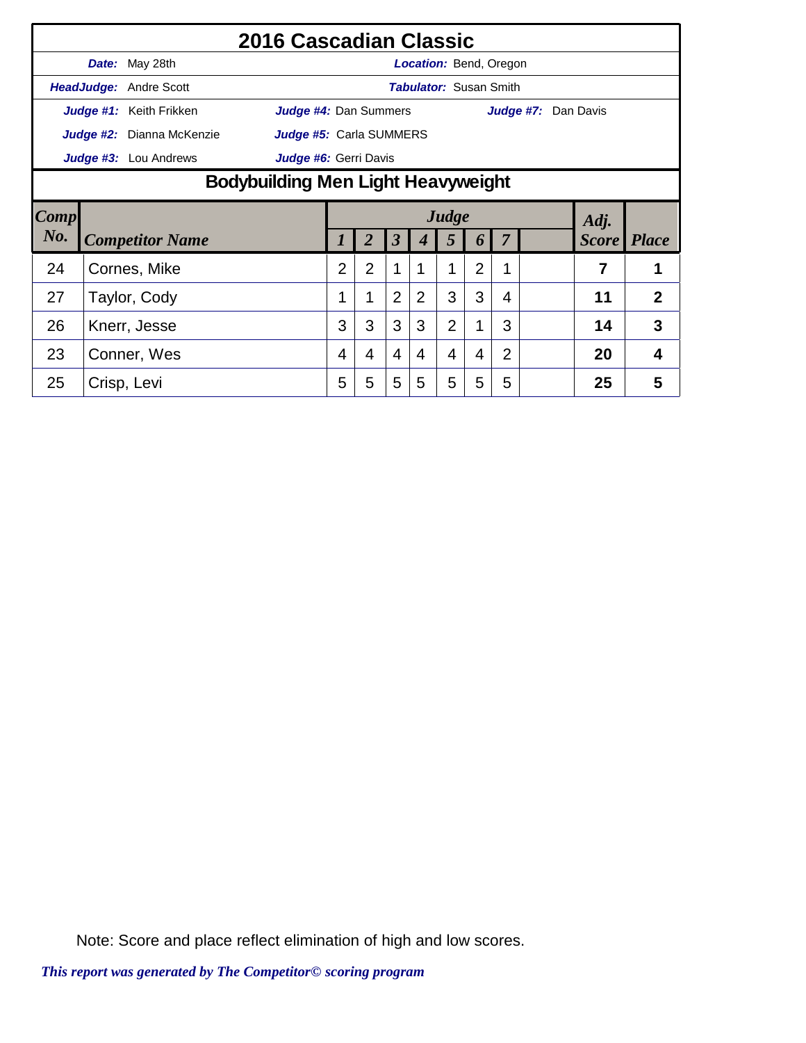# 2016 Cascadian Classic

**Date:** May 28th | **Location:** Bend, Oregon

**HeadJudge:** Andre Scott | **Tabulator:** Susan Smith

**Judge #1:** Keith Frikken | **Judge #4:** Dan Summers | **Judge #7:** Dan Davis

**Judge #2:** Dianna McKenzie | **Judge #5:** Carla SUMMERS

**Judge #3:** Lou Andrews | **Judge #6:** Gerri Davis

## Bodybuilding Men Light Heavyweight

| Comp No. | Competitor Name | Judge 1 | 2 | 3 | 4 | 5 | 6 | 7 | | Adj. Score | Place |
|---|---|---|---|---|---|---|---|---|---|---|---|
| 24 | Cornes, Mike | 2 | 2 | 1 | 1 | 1 | 2 | 1 | | **7** | **1** |
| 27 | Taylor, Cody | 1 | 1 | 2 | 2 | 3 | 3 | 4 | | **11** | **2** |
| 26 | Knerr, Jesse | 3 | 3 | 3 | 3 | 2 | 1 | 3 | | **14** | **3** |
| 23 | Conner, Wes | 4 | 4 | 4 | 4 | 4 | 4 | 2 | | **20** | **4** |
| 25 | Crisp, Levi | 5 | 5 | 5 | 5 | 5 | 5 | 5 | | **25** | **5** |

Note: Score and place reflect elimination of high and low scores.

*This report was generated by The Competitor© scoring program*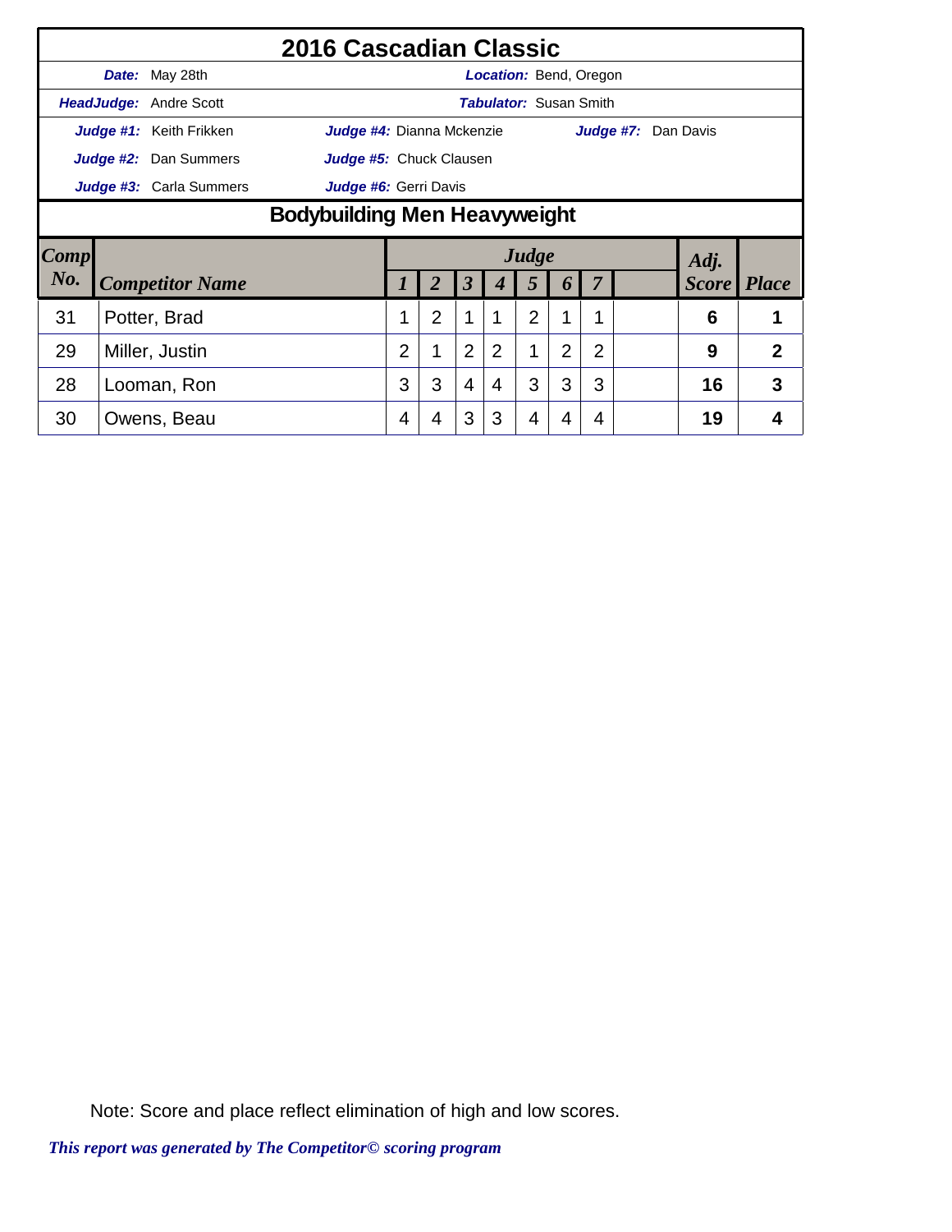# 2016 Cascadian Classic

**Date:** May 28th **Location:** Bend, Oregon

**HeadJudge:** Andre Scott **Tabulator:** Susan Smith

**Judge #1:** Keith Frikken **Judge #4:** Dianna Mckenzie **Judge #7:** Dan Davis

**Judge #2:** Dan Summers **Judge #5:** Chuck Clausen

**Judge #3:** Carla Summers **Judge #6:** Gerri Davis

## Bodybuilding Men Heavyweight

| Comp No. | Competitor Name | Judge 1 | 2 | 3 | 4 | 5 | 6 | 7 | | Adj. Score | Place |
|---|---|---|---|---|---|---|---|---|---|---|---|
| 31 | Potter, Brad | 1 | 2 | 1 | 1 | 2 | 1 | 1 | | 6 | 1 |
| 29 | Miller, Justin | 2 | 1 | 2 | 2 | 1 | 2 | 2 | | 9 | 2 |
| 28 | Looman, Ron | 3 | 3 | 4 | 4 | 3 | 3 | 3 | | 16 | 3 |
| 30 | Owens, Beau | 4 | 4 | 3 | 3 | 4 | 4 | 4 | | 19 | 4 |

Note: Score and place reflect elimination of high and low scores.

*This report was generated by The Competitor© scoring program*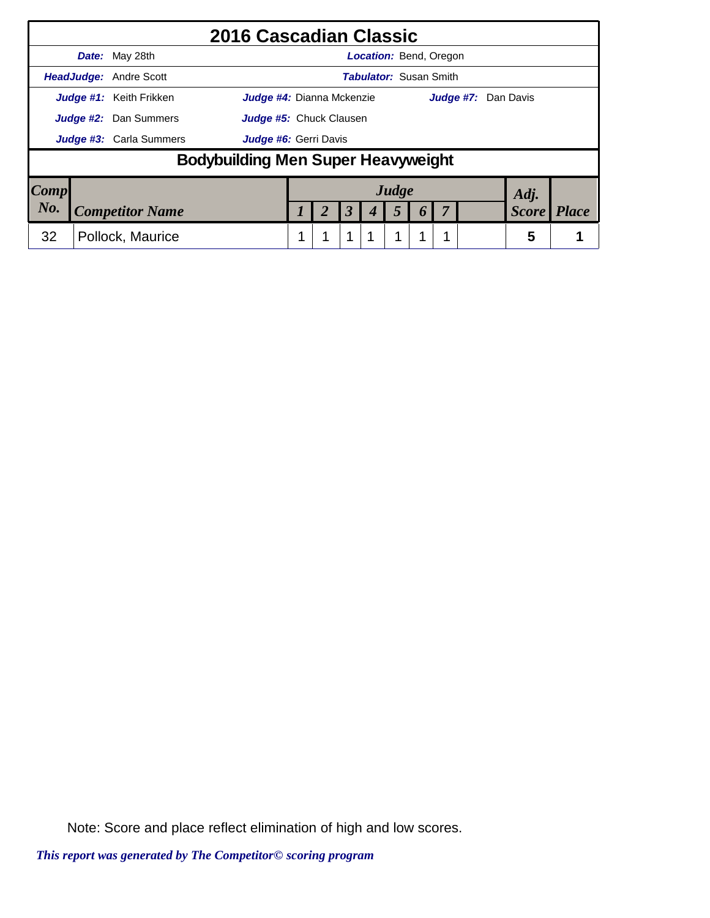# 2016 Cascadian Classic

**Date:** May 28th | **Location:** Bend, Oregon

**HeadJudge:** Andre Scott | **Tabulator:** Susan Smith

**Judge #1:** Keith Frikken | **Judge #4:** Dianna Mckenzie | **Judge #7:** Dan Davis

**Judge #2:** Dan Summers | **Judge #5:** Chuck Clausen

**Judge #3:** Carla Summers | **Judge #6:** Gerri Davis

## Bodybuilding Men Super Heavyweight

| Comp No. | Competitor Name | Judge 1 | 2 | 3 | 4 | 5 | 6 | 7 | | Adj. Score | Place |
|---|---|---|---|---|---|---|---|---|---|---|---|
| 32 | Pollock, Maurice | 1 | 1 | 1 | 1 | 1 | 1 | 1 | | 5 | 1 |

Note: Score and place reflect elimination of high and low scores.

*This report was generated by The Competitor© scoring program*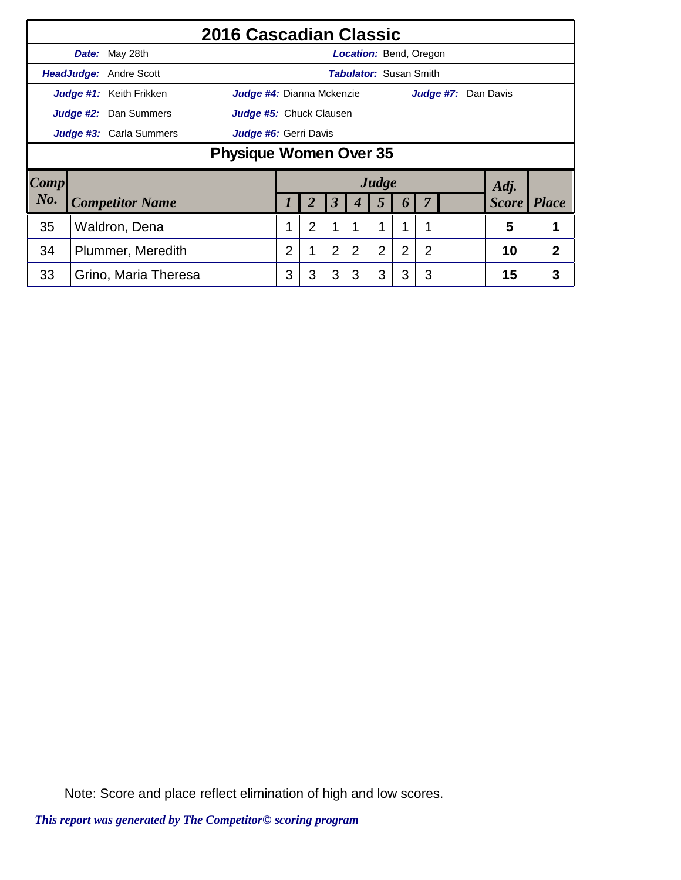# 2016 Cascadian Classic

**Date:** May 28th  **Location:** Bend, Oregon

**HeadJudge:** Andre Scott  **Tabulator:** Susan Smith

**Judge #1:** Keith Frikken  **Judge #4:** Dianna Mckenzie  **Judge #7:** Dan Davis

**Judge #2:** Dan Summers  **Judge #5:** Chuck Clausen

**Judge #3:** Carla Summers  **Judge #6:** Gerri Davis

## Physique Women Over 35

| Comp No. | Competitor Name | Judge 1 | 2 | 3 | 4 | 5 | 6 | 7 | | Adj. Score | Place |
|---|---|---|---|---|---|---|---|---|---|---|---|
| 35 | Waldron, Dena | 1 | 2 | 1 | 1 | 1 | 1 | 1 | | 5 | 1 |
| 34 | Plummer, Meredith | 2 | 1 | 2 | 2 | 2 | 2 | 2 | | 10 | 2 |
| 33 | Grino, Maria Theresa | 3 | 3 | 3 | 3 | 3 | 3 | 3 | | 15 | 3 |

Note: Score and place reflect elimination of high and low scores.

*This report was generated by The Competitor© scoring program*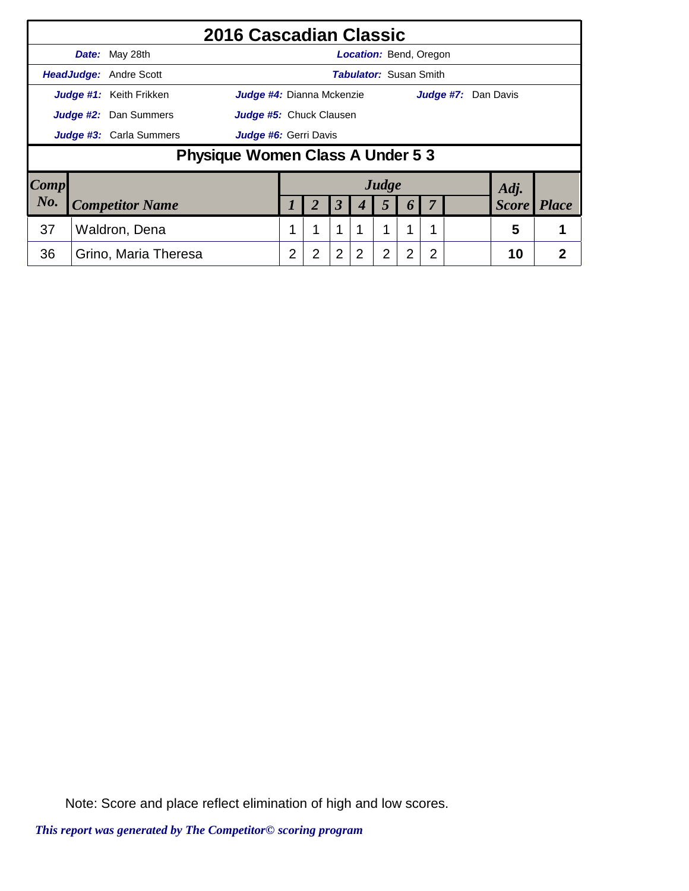# 2016 Cascadian Classic

**Date:** May 28th

**Location:** Bend, Oregon

**HeadJudge:** Andre Scott

**Tabulator:** Susan Smith

**Judge #1:** Keith Frikken
**Judge #2:** Dan Summers
**Judge #3:** Carla Summers
**Judge #4:** Dianna Mckenzie
**Judge #5:** Chuck Clausen
**Judge #6:** Gerri Davis
**Judge #7:** Dan Davis

## Physique Women Class A Under 5 3

| Comp No. | Competitor Name | Judge 1 | 2 | 3 | 4 | 5 | 6 | 7 | | Adj. Score | Place |
|---|---|---|---|---|---|---|---|---|---|---|---|
| 37 | Waldron, Dena | 1 | 1 | 1 | 1 | 1 | 1 | 1 | | 5 | 1 |
| 36 | Grino, Maria Theresa | 2 | 2 | 2 | 2 | 2 | 2 | 2 | | 10 | 2 |

Note: Score and place reflect elimination of high and low scores.

*This report was generated by The Competitor© scoring program*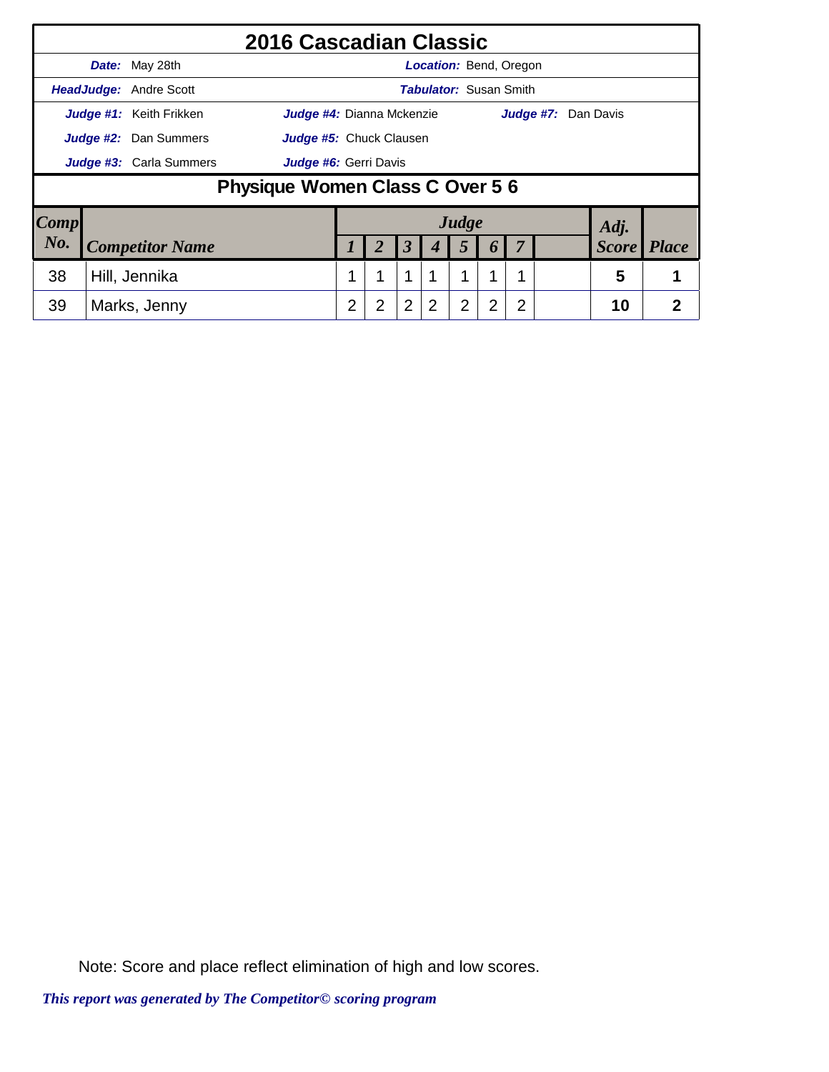# 2016 Cascadian Classic

**Date:** May 28th  **Location:** Bend, Oregon

**HeadJudge:** Andre Scott  **Tabulator:** Susan Smith

**Judge #1:** Keith Frikken  **Judge #4:** Dianna Mckenzie  **Judge #7:** Dan Davis

**Judge #2:** Dan Summers  **Judge #5:** Chuck Clausen

**Judge #3:** Carla Summers  **Judge #6:** Gerri Davis

## Physique Women Class C Over 5 6

| Comp No. | Competitor Name | Judge 1 | 2 | 3 | 4 | 5 | 6 | 7 | | Adj. Score | Place |
|---|---|---|---|---|---|---|---|---|---|---|---|
| 38 | Hill, Jennika | 1 | 1 | 1 | 1 | 1 | 1 | 1 | | 5 | 1 |
| 39 | Marks, Jenny | 2 | 2 | 2 | 2 | 2 | 2 | 2 | | 10 | 2 |

Note: Score and place reflect elimination of high and low scores.

*This report was generated by The Competitor© scoring program*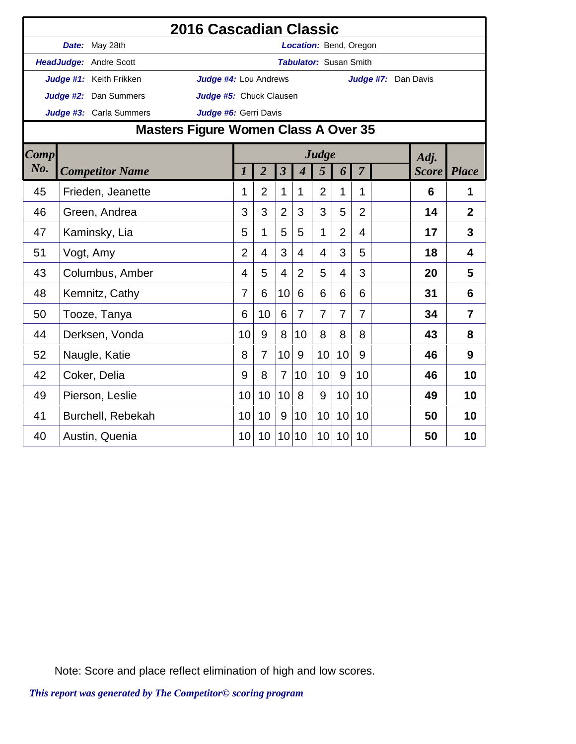# 2016 Cascadian Classic

**Date:** May 28th **Location:** Bend, Oregon

**HeadJudge:** Andre Scott **Tabulator:** Susan Smith

**Judge #1:** Keith Frikken **Judge #4:** Lou Andrews **Judge #7:** Dan Davis

**Judge #2:** Dan Summers **Judge #5:** Chuck Clausen

**Judge #3:** Carla Summers **Judge #6:** Gerri Davis

## Masters Figure Women Class A Over 35

| Comp No. | Competitor Name | Judge 1 | 2 | 3 | 4 | 5 | 6 | 7 | | Adj. Score | Place |
|---|---|---|---|---|---|---|---|---|---|---|---|
| 45 | Frieden, Jeanette | 1 | 2 | 1 | 1 | 2 | 1 | 1 | | **6** | **1** |
| 46 | Green, Andrea | 3 | 3 | 2 | 3 | 3 | 5 | 2 | | **14** | **2** |
| 47 | Kaminsky, Lia | 5 | 1 | 5 | 5 | 1 | 2 | 4 | | **17** | **3** |
| 51 | Vogt, Amy | 2 | 4 | 3 | 4 | 4 | 3 | 5 | | **18** | **4** |
| 43 | Columbus, Amber | 4 | 5 | 4 | 2 | 5 | 4 | 3 | | **20** | **5** |
| 48 | Kemnitz, Cathy | 7 | 6 | 10 | 6 | 6 | 6 | 6 | | **31** | **6** |
| 50 | Tooze, Tanya | 6 | 10 | 6 | 7 | 7 | 7 | 7 | | **34** | **7** |
| 44 | Derksen, Vonda | 10 | 9 | 8 | 10 | 8 | 8 | 8 | | **43** | **8** |
| 52 | Naugle, Katie | 8 | 7 | 10 | 9 | 10 | 10 | 9 | | **46** | **9** |
| 42 | Coker, Delia | 9 | 8 | 7 | 10 | 10 | 9 | 10 | | **46** | **10** |
| 49 | Pierson, Leslie | 10 | 10 | 10 | 8 | 9 | 10 | 10 | | **49** | **10** |
| 41 | Burchell, Rebekah | 10 | 10 | 9 | 10 | 10 | 10 | 10 | | **50** | **10** |
| 40 | Austin, Quenia | 10 | 10 | 10 | 10 | 10 | 10 | 10 | | **50** | **10** |

Note: Score and place reflect elimination of high and low scores.

*This report was generated by The Competitor© scoring program*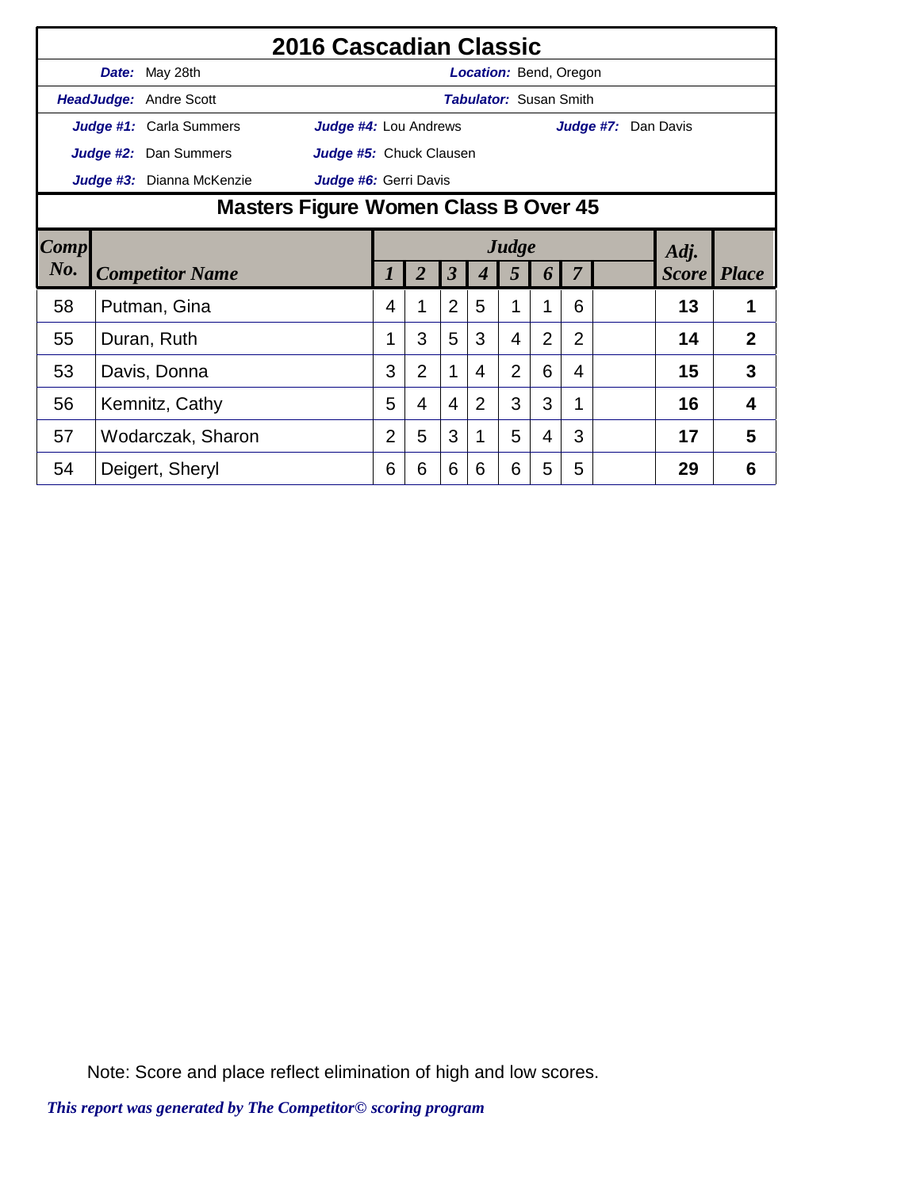# 2016 Cascadian Classic

| | |
|---|---|
| ***Date:*** May 28th | ***Location:*** Bend, Oregon |
| ***HeadJudge:*** Andre Scott | ***Tabulator:*** Susan Smith |

***Judge #1:*** Carla Summers ***Judge #4:*** Lou Andrews ***Judge #7:*** Dan Davis

***Judge #2:*** Dan Summers ***Judge #5:*** Chuck Clausen

***Judge #3:*** Dianna McKenzie ***Judge #6:*** Gerri Davis

## Masters Figure Women Class B Over 45

| Comp No. | Competitor Name | Judge 1 | 2 | 3 | 4 | 5 | 6 | 7 | | Adj. Score | Place |
|---|---|---|---|---|---|---|---|---|---|---|---|
| 58 | Putman, Gina | 4 | 1 | 2 | 5 | 1 | 1 | 6 | | **13** | **1** |
| 55 | Duran, Ruth | 1 | 3 | 5 | 3 | 4 | 2 | 2 | | **14** | **2** |
| 53 | Davis, Donna | 3 | 2 | 1 | 4 | 2 | 6 | 4 | | **15** | **3** |
| 56 | Kemnitz, Cathy | 5 | 4 | 4 | 2 | 3 | 3 | 1 | | **16** | **4** |
| 57 | Wodarczak, Sharon | 2 | 5 | 3 | 1 | 5 | 4 | 3 | | **17** | **5** |
| 54 | Deigert, Sheryl | 6 | 6 | 6 | 6 | 6 | 5 | 5 | | **29** | **6** |

Note: Score and place reflect elimination of high and low scores.

*This report was generated by The Competitor© scoring program*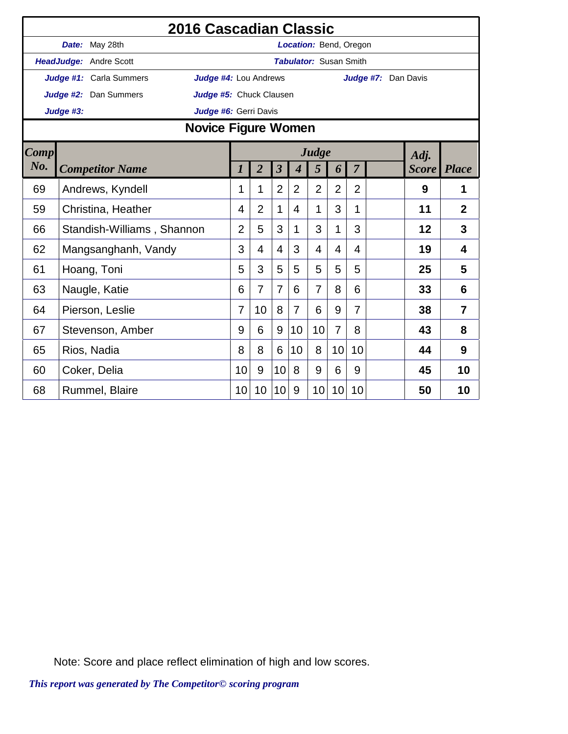# 2016 Cascadian Classic

**Date:** May 28th | **Location:** Bend, Oregon

**HeadJudge:** Andre Scott | **Tabulator:** Susan Smith

**Judge #1:** Carla Summers | **Judge #4:** Lou Andrews | **Judge #7:** Dan Davis

**Judge #2:** Dan Summers | **Judge #5:** Chuck Clausen

**Judge #3:** | **Judge #6:** Gerri Davis

## Novice Figure Women

| Comp No. | Competitor Name | Judge 1 | 2 | 3 | 4 | 5 | 6 | 7 | | Adj. Score | Place |
|---|---|---|---|---|---|---|---|---|---|---|---|
| 69 | Andrews, Kyndell | 1 | 1 | 2 | 2 | 2 | 2 | 2 | | **9** | **1** |
| 59 | Christina, Heather | 4 | 2 | 1 | 4 | 1 | 3 | 1 | | **11** | **2** |
| 66 | Standish-Williams , Shannon | 2 | 5 | 3 | 1 | 3 | 1 | 3 | | **12** | **3** |
| 62 | Mangsanghanh, Vandy | 3 | 4 | 4 | 3 | 4 | 4 | 4 | | **19** | **4** |
| 61 | Hoang, Toni | 5 | 3 | 5 | 5 | 5 | 5 | 5 | | **25** | **5** |
| 63 | Naugle, Katie | 6 | 7 | 7 | 6 | 7 | 8 | 6 | | **33** | **6** |
| 64 | Pierson, Leslie | 7 | 10 | 8 | 7 | 6 | 9 | 7 | | **38** | **7** |
| 67 | Stevenson, Amber | 9 | 6 | 9 | 10 | 10 | 7 | 8 | | **43** | **8** |
| 65 | Rios, Nadia | 8 | 8 | 6 | 10 | 8 | 10 | 10 | | **44** | **9** |
| 60 | Coker, Delia | 10 | 9 | 10 | 8 | 9 | 6 | 9 | | **45** | **10** |
| 68 | Rummel, Blaire | 10 | 10 | 10 | 9 | 10 | 10 | 10 | | **50** | **10** |

Note: Score and place reflect elimination of high and low scores.

*This report was generated by The Competitor© scoring program*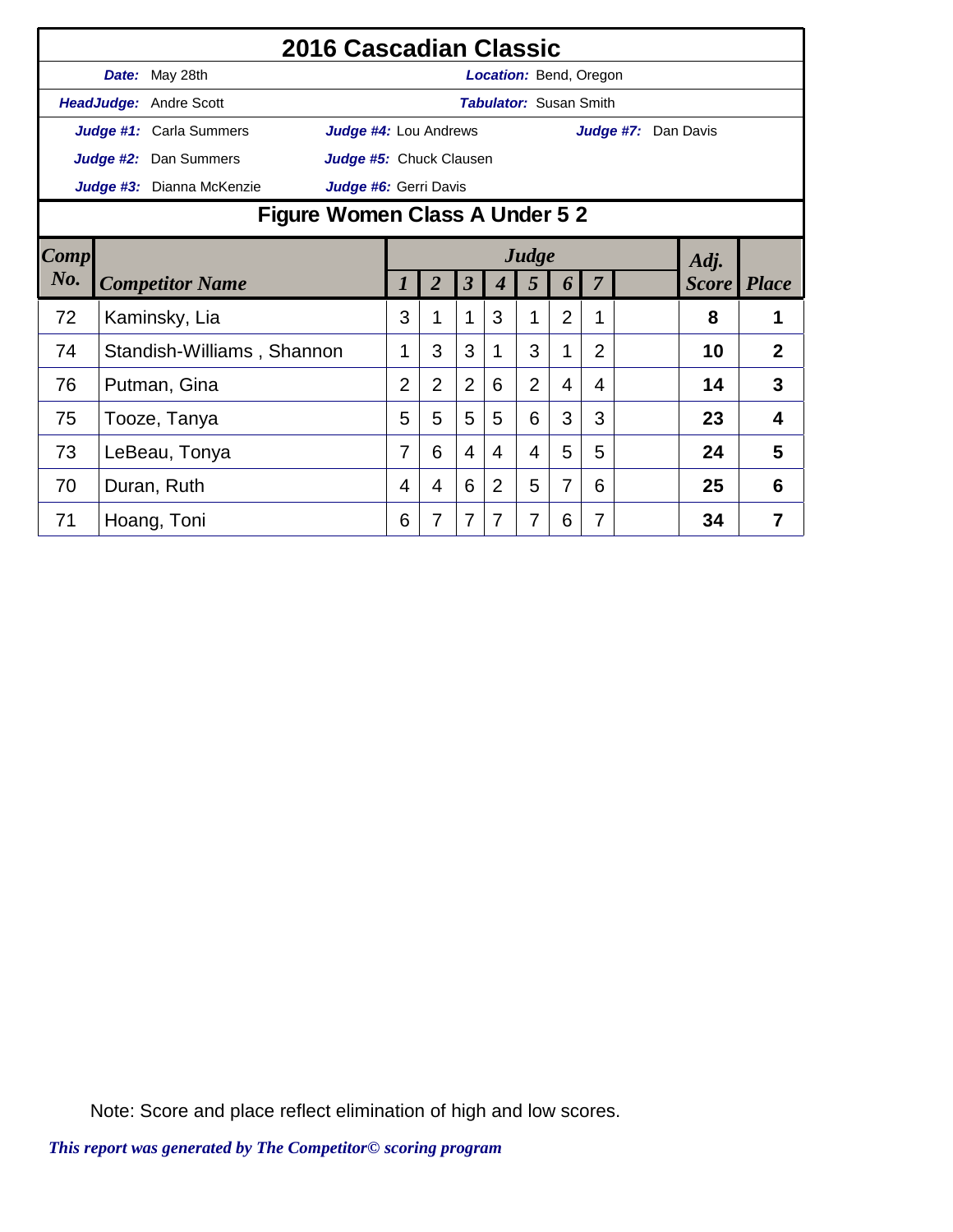# 2016 Cascadian Classic

**Date:** May 28th **Location:** Bend, Oregon

**HeadJudge:** Andre Scott **Tabulator:** Susan Smith

**Judge #1:** Carla Summers **Judge #4:** Lou Andrews **Judge #7:** Dan Davis

**Judge #2:** Dan Summers **Judge #5:** Chuck Clausen

**Judge #3:** Dianna McKenzie **Judge #6:** Gerri Davis

## Figure Women Class A Under 5 2

| Comp No. | Competitor Name | Judge 1 | 2 | 3 | 4 | 5 | 6 | 7 | | Adj. Score | Place |
|---|---|---|---|---|---|---|---|---|---|---|---|
| 72 | Kaminsky, Lia | 3 | 1 | 1 | 3 | 1 | 2 | 1 | | **8** | **1** |
| 74 | Standish-Williams , Shannon | 1 | 3 | 3 | 1 | 3 | 1 | 2 | | **10** | **2** |
| 76 | Putman, Gina | 2 | 2 | 2 | 6 | 2 | 4 | 4 | | **14** | **3** |
| 75 | Tooze, Tanya | 5 | 5 | 5 | 5 | 6 | 3 | 3 | | **23** | **4** |
| 73 | LeBeau, Tonya | 7 | 6 | 4 | 4 | 4 | 5 | 5 | | **24** | **5** |
| 70 | Duran, Ruth | 4 | 4 | 6 | 2 | 5 | 7 | 6 | | **25** | **6** |
| 71 | Hoang, Toni | 6 | 7 | 7 | 7 | 7 | 6 | 7 | | **34** | **7** |

Note: Score and place reflect elimination of high and low scores.

*This report was generated by The Competitor© scoring program*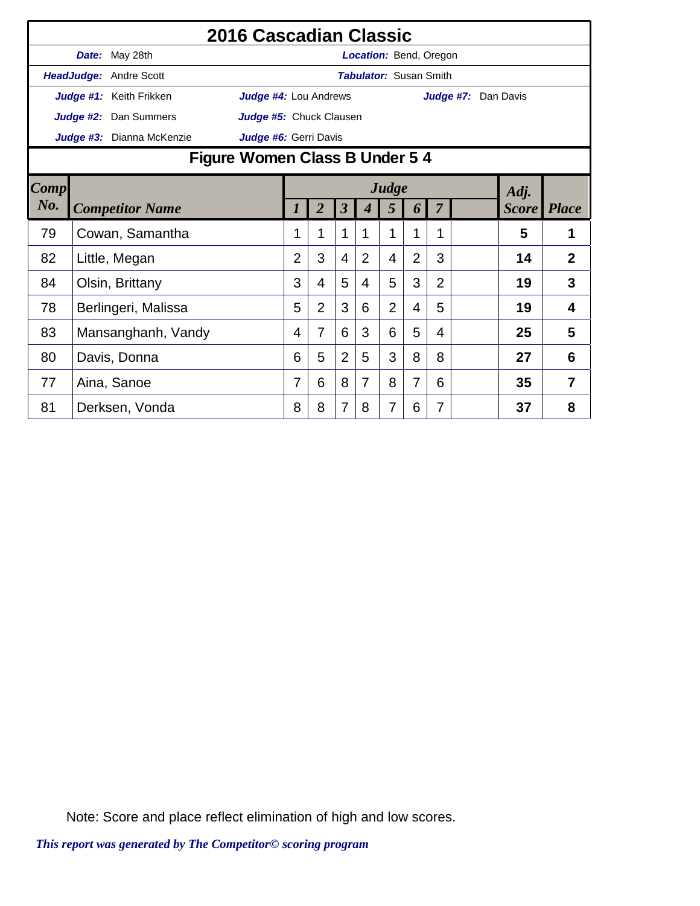# 2016 Cascadian Classic

***Date:*** May 28th ***Location:*** Bend, Oregon

***HeadJudge:*** Andre Scott ***Tabulator:*** Susan Smith

***Judge #1:*** Keith Frikken ***Judge #4:*** Lou Andrews ***Judge #7:*** Dan Davis

***Judge #2:*** Dan Summers ***Judge #5:*** Chuck Clausen

***Judge #3:*** Dianna McKenzie ***Judge #6:*** Gerri Davis

## Figure Women Class B Under 5 4

| Comp No. | Competitor Name | Judge 1 | 2 | 3 | 4 | 5 | 6 | 7 | | Adj. Score | Place |
|---|---|---|---|---|---|---|---|---|---|---|---|
| 79 | Cowan, Samantha | 1 | 1 | 1 | 1 | 1 | 1 | 1 | | **5** | **1** |
| 82 | Little, Megan | 2 | 3 | 4 | 2 | 4 | 2 | 3 | | **14** | **2** |
| 84 | Olsin, Brittany | 3 | 4 | 5 | 4 | 5 | 3 | 2 | | **19** | **3** |
| 78 | Berlingeri, Malissa | 5 | 2 | 3 | 6 | 2 | 4 | 5 | | **19** | **4** |
| 83 | Mansanghanh, Vandy | 4 | 7 | 6 | 3 | 6 | 5 | 4 | | **25** | **5** |
| 80 | Davis, Donna | 6 | 5 | 2 | 5 | 3 | 8 | 8 | | **27** | **6** |
| 77 | Aina, Sanoe | 7 | 6 | 8 | 7 | 8 | 7 | 6 | | **35** | **7** |
| 81 | Derksen, Vonda | 8 | 8 | 7 | 8 | 7 | 6 | 7 | | **37** | **8** |

Note: Score and place reflect elimination of high and low scores.

***This report was generated by The Competitor© scoring program***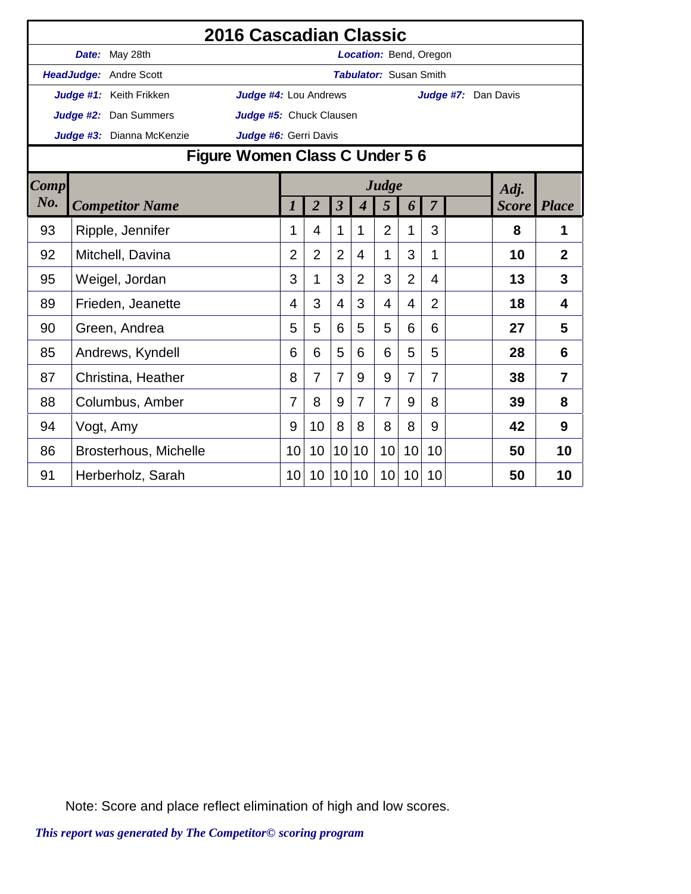# 2016 Cascadian Classic

**Date:** May 28th  **Location:** Bend, Oregon

**HeadJudge:** Andre Scott  **Tabulator:** Susan Smith

**Judge #1:** Keith Frikken  **Judge #4:** Lou Andrews  **Judge #7:** Dan Davis

**Judge #2:** Dan Summers  **Judge #5:** Chuck Clausen

**Judge #3:** Dianna McKenzie  **Judge #6:** Gerri Davis

## Figure Women Class C Under 5 6

| Comp No. | Competitor Name | Judge 1 | 2 | 3 | 4 | 5 | 6 | 7 | | Adj. Score | Place |
|---|---|---|---|---|---|---|---|---|---|---|---|
| 93 | Ripple, Jennifer | 1 | 4 | 1 | 1 | 2 | 1 | 3 | | **8** | **1** |
| 92 | Mitchell, Davina | 2 | 2 | 2 | 4 | 1 | 3 | 1 | | **10** | **2** |
| 95 | Weigel, Jordan | 3 | 1 | 3 | 2 | 3 | 2 | 4 | | **13** | **3** |
| 89 | Frieden, Jeanette | 4 | 3 | 4 | 3 | 4 | 4 | 2 | | **18** | **4** |
| 90 | Green, Andrea | 5 | 5 | 6 | 5 | 5 | 6 | 6 | | **27** | **5** |
| 85 | Andrews, Kyndell | 6 | 6 | 5 | 6 | 6 | 5 | 5 | | **28** | **6** |
| 87 | Christina, Heather | 8 | 7 | 7 | 9 | 9 | 7 | 7 | | **38** | **7** |
| 88 | Columbus, Amber | 7 | 8 | 9 | 7 | 7 | 9 | 8 | | **39** | **8** |
| 94 | Vogt, Amy | 9 | 10 | 8 | 8 | 8 | 8 | 9 | | **42** | **9** |
| 86 | Brosterhous, Michelle | 10 | 10 | 10 | 10 | 10 | 10 | 10 | | **50** | **10** |
| 91 | Herberholz, Sarah | 10 | 10 | 10 | 10 | 10 | 10 | 10 | | **50** | **10** |

Note: Score and place reflect elimination of high and low scores.

*This report was generated by The Competitor© scoring program*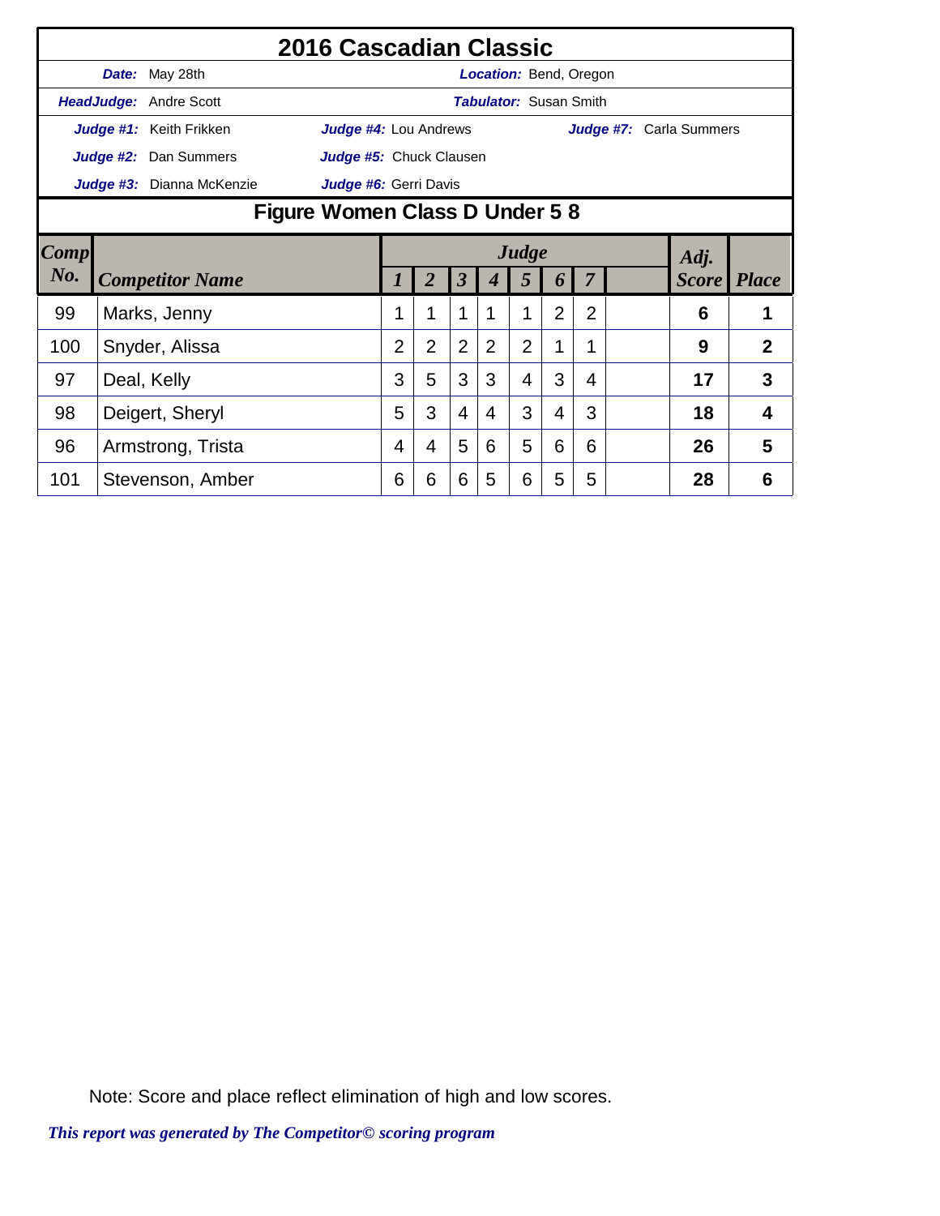# 2016 Cascadian Classic

**Date:** May 28th — **Location:** Bend, Oregon

**HeadJudge:** Andre Scott — **Tabulator:** Susan Smith

**Judge #1:** Keith Frikken — **Judge #4:** Lou Andrews — **Judge #7:** Carla Summers

**Judge #2:** Dan Summers — **Judge #5:** Chuck Clausen

**Judge #3:** Dianna McKenzie — **Judge #6:** Gerri Davis

## Figure Women Class D Under 5 8

| Comp No. | Competitor Name | Judge 1 | Judge 2 | Judge 3 | Judge 4 | Judge 5 | Judge 6 | Judge 7 | | Adj. Score | Place |
|---|---|---|---|---|---|---|---|---|---|---|---|
| 99 | Marks, Jenny | 1 | 1 | 1 | 1 | 1 | 2 | 2 | | **6** | **1** |
| 100 | Snyder, Alissa | 2 | 2 | 2 | 2 | 2 | 1 | 1 | | **9** | **2** |
| 97 | Deal, Kelly | 3 | 5 | 3 | 3 | 4 | 3 | 4 | | **17** | **3** |
| 98 | Deigert, Sheryl | 5 | 3 | 4 | 4 | 3 | 4 | 3 | | **18** | **4** |
| 96 | Armstrong, Trista | 4 | 4 | 5 | 6 | 5 | 6 | 6 | | **26** | **5** |
| 101 | Stevenson, Amber | 6 | 6 | 6 | 5 | 6 | 5 | 5 | | **28** | **6** |

Note: Score and place reflect elimination of high and low scores.

*This report was generated by The Competitor© scoring program*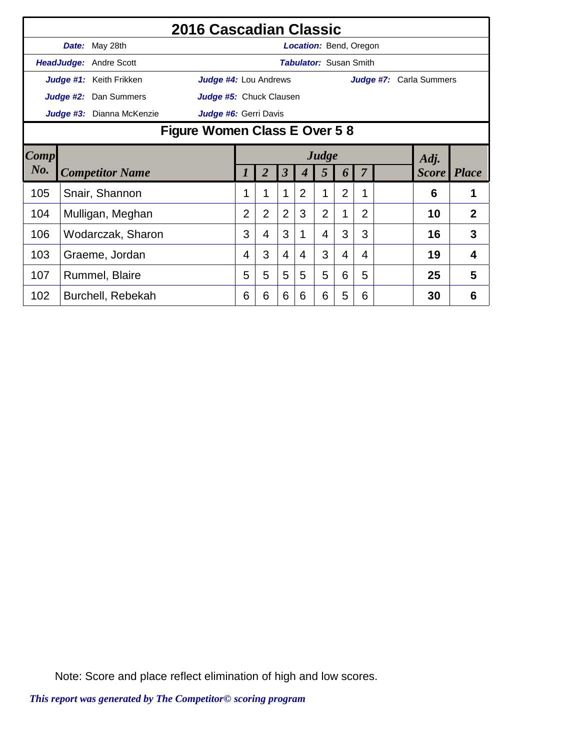# 2016 Cascadian Classic

**Date:** May 28th  **Location:** Bend, Oregon

**HeadJudge:** Andre Scott  **Tabulator:** Susan Smith

**Judge #1:** Keith Frikken  **Judge #4:** Lou Andrews  **Judge #7:** Carla Summers

**Judge #2:** Dan Summers  **Judge #5:** Chuck Clausen

**Judge #3:** Dianna McKenzie  **Judge #6:** Gerri Davis

## Figure Women Class E Over 5 8

| Comp No. | Competitor Name | Judge 1 | 2 | 3 | 4 | 5 | 6 | 7 | | Adj. Score | Place |
|---|---|---|---|---|---|---|---|---|---|---|---|
| 105 | Snair, Shannon | 1 | 1 | 1 | 2 | 1 | 2 | 1 | | 6 | 1 |
| 104 | Mulligan, Meghan | 2 | 2 | 2 | 3 | 2 | 1 | 2 | | 10 | 2 |
| 106 | Wodarczak, Sharon | 3 | 4 | 3 | 1 | 4 | 3 | 3 | | 16 | 3 |
| 103 | Graeme, Jordan | 4 | 3 | 4 | 4 | 3 | 4 | 4 | | 19 | 4 |
| 107 | Rummel, Blaire | 5 | 5 | 5 | 5 | 5 | 6 | 5 | | 25 | 5 |
| 102 | Burchell, Rebekah | 6 | 6 | 6 | 6 | 6 | 5 | 6 | | 30 | 6 |

Note: Score and place reflect elimination of high and low scores.

*This report was generated by The Competitor© scoring program*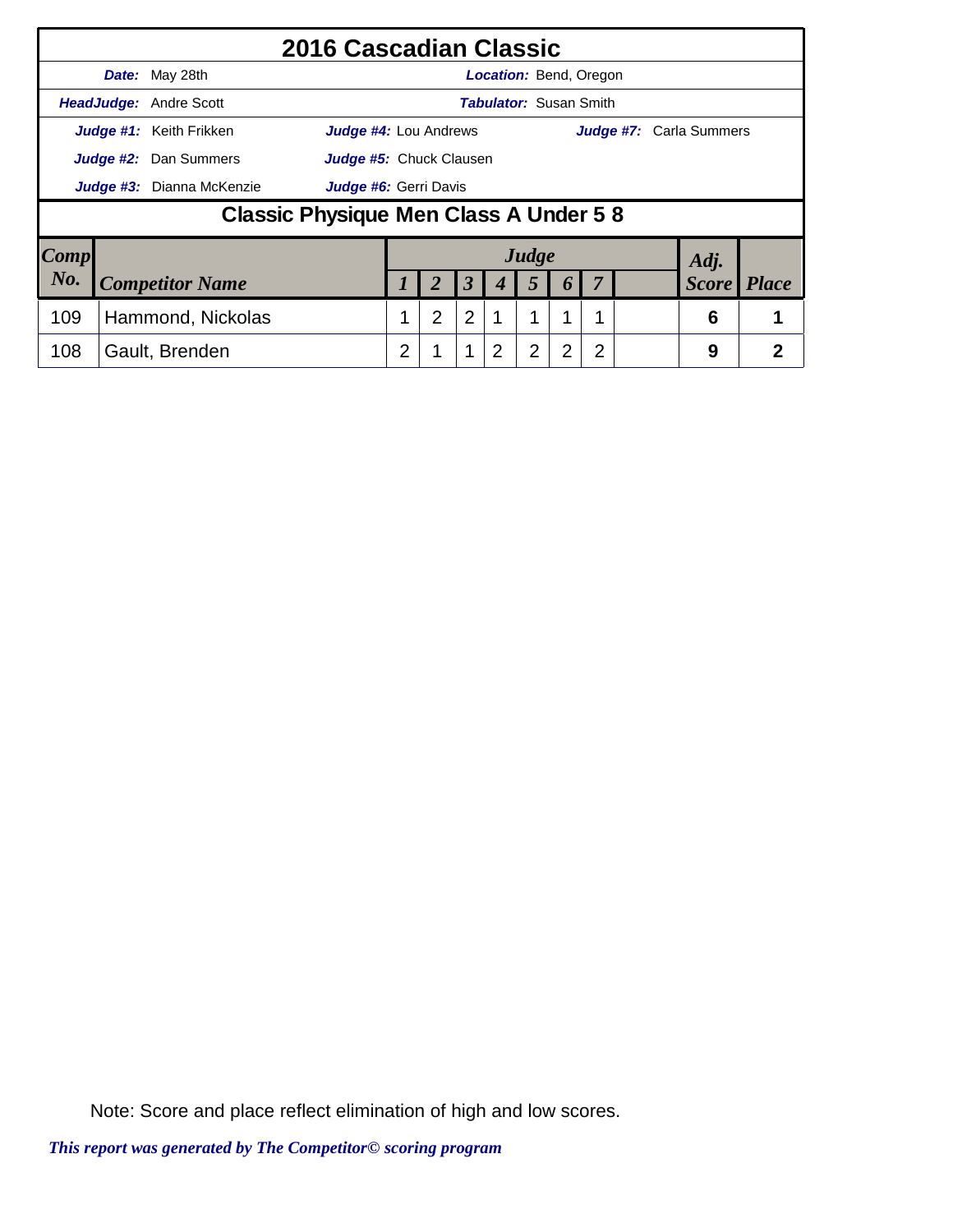# 2016 Cascadian Classic

**Date:** May 28th
**Location:** Bend, Oregon

**HeadJudge:** Andre Scott
**Tabulator:** Susan Smith

**Judge #1:** Keith Frikken
**Judge #2:** Dan Summers
**Judge #3:** Dianna McKenzie
**Judge #4:** Lou Andrews
**Judge #5:** Chuck Clausen
**Judge #6:** Gerri Davis
**Judge #7:** Carla Summers

## Classic Physique Men Class A Under 5 8

| Comp No. | Competitor Name | Judge 1 | 2 | 3 | 4 | 5 | 6 | 7 | | Adj. Score | Place |
|---|---|---|---|---|---|---|---|---|---|---|---|
| 109 | Hammond, Nickolas | 1 | 2 | 2 | 1 | 1 | 1 | 1 | | 6 | 1 |
| 108 | Gault, Brenden | 2 | 1 | 1 | 2 | 2 | 2 | 2 | | 9 | 2 |

Note: Score and place reflect elimination of high and low scores.

*This report was generated by The Competitor© scoring program*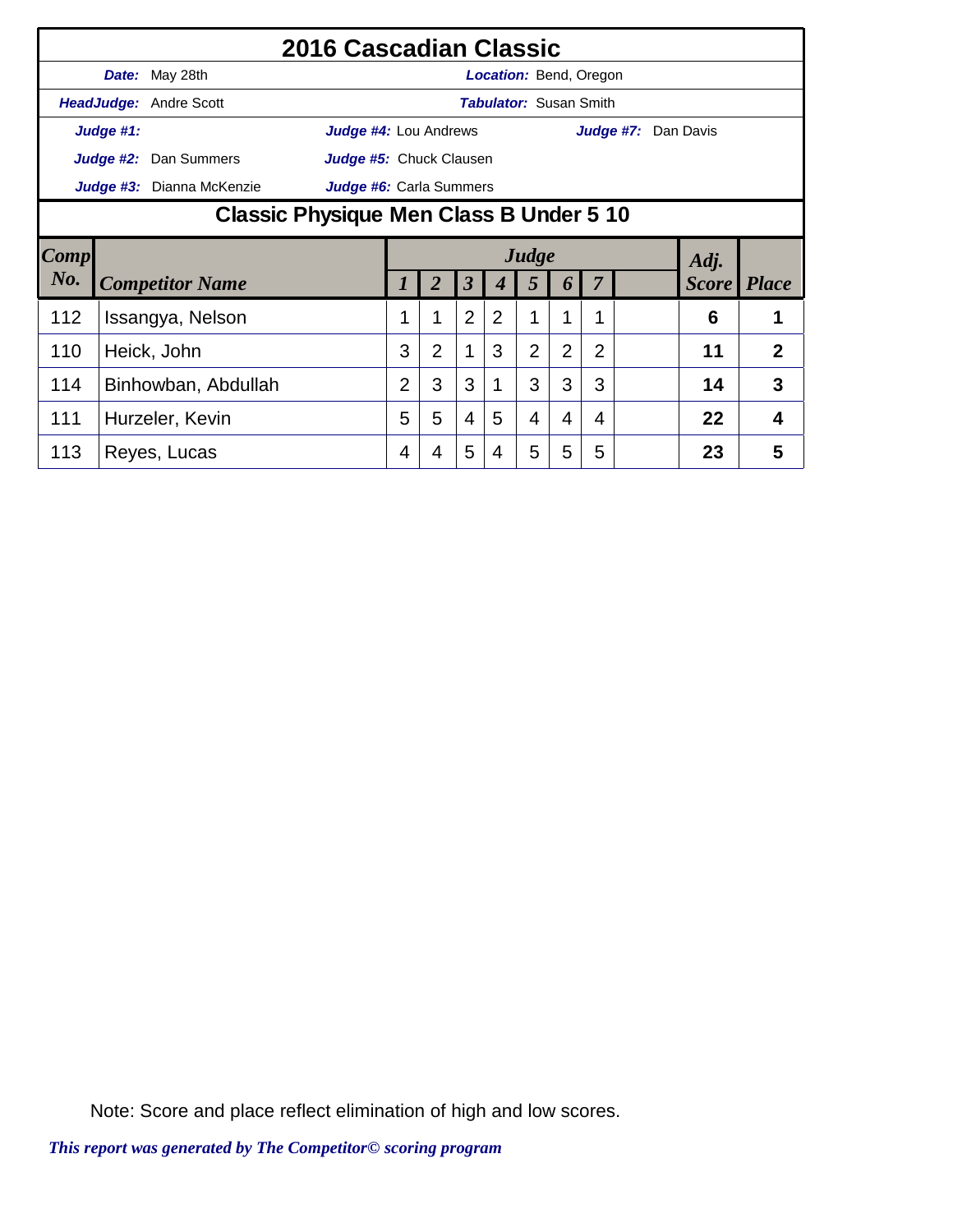# 2016 Cascadian Classic

**Date:** May 28th **Location:** Bend, Oregon

**HeadJudge:** Andre Scott **Tabulator:** Susan Smith

**Judge #1:** **Judge #4:** Lou Andrews **Judge #7:** Dan Davis

**Judge #2:** Dan Summers **Judge #5:** Chuck Clausen

**Judge #3:** Dianna McKenzie **Judge #6:** Carla Summers

## Classic Physique Men Class B Under 5 10

| Comp No. | Competitor Name | Judge 1 | 2 | 3 | 4 | 5 | 6 | 7 | | Adj. Score | Place |
|---|---|---|---|---|---|---|---|---|---|---|---|
| 112 | Issangya, Nelson | 1 | 1 | 2 | 2 | 1 | 1 | 1 | | **6** | **1** |
| 110 | Heick, John | 3 | 2 | 1 | 3 | 2 | 2 | 2 | | **11** | **2** |
| 114 | Binhowban, Abdullah | 2 | 3 | 3 | 1 | 3 | 3 | 3 | | **14** | **3** |
| 111 | Hurzeler, Kevin | 5 | 5 | 4 | 5 | 4 | 4 | 4 | | **22** | **4** |
| 113 | Reyes, Lucas | 4 | 4 | 5 | 4 | 5 | 5 | 5 | | **23** | **5** |

Note: Score and place reflect elimination of high and low scores.

*This report was generated by The Competitor© scoring program*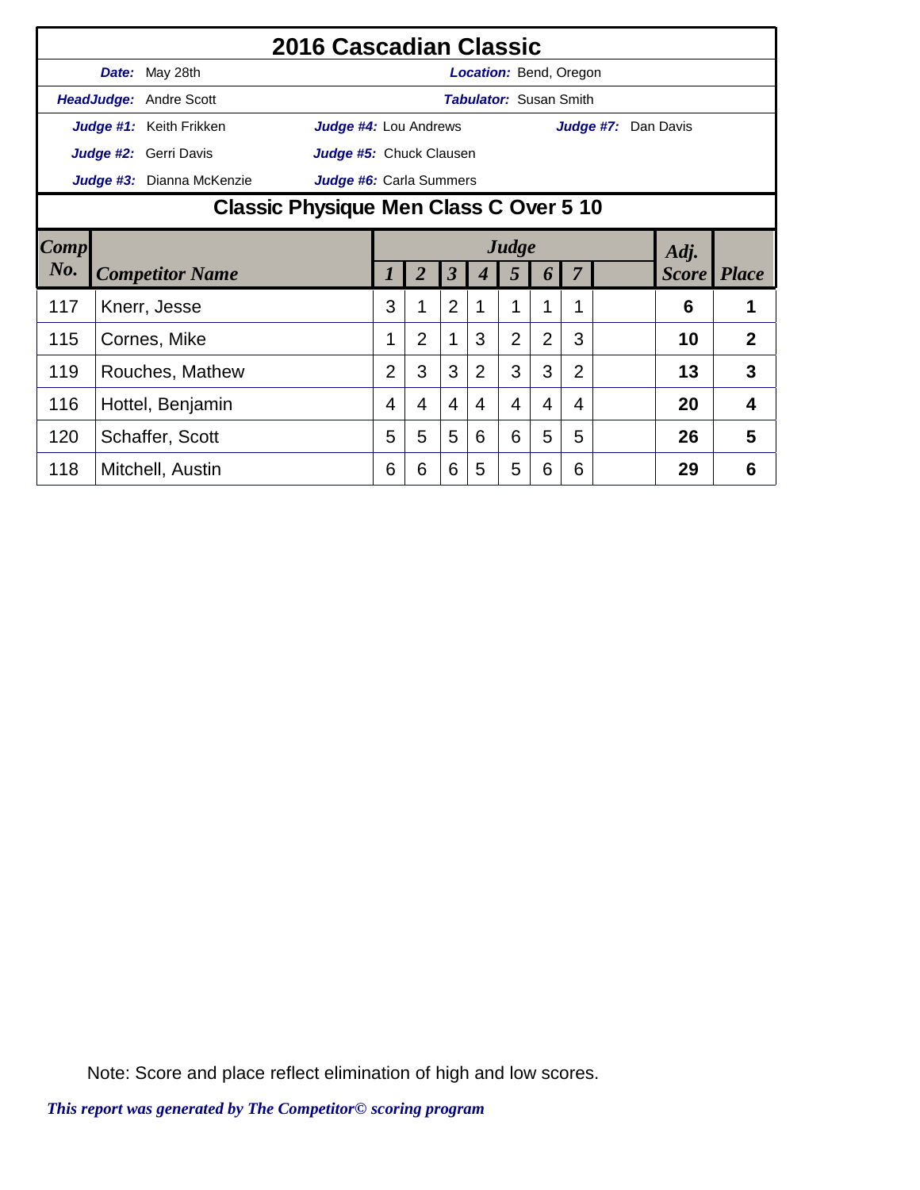# 2016 Cascadian Classic

***Date:*** May 28th — ***Location:*** Bend, Oregon

***HeadJudge:*** Andre Scott — ***Tabulator:*** Susan Smith

***Judge #1:*** Keith Frikken — ***Judge #4:*** Lou Andrews — ***Judge #7:*** Dan Davis

***Judge #2:*** Gerri Davis — ***Judge #5:*** Chuck Clausen

***Judge #3:*** Dianna McKenzie — ***Judge #6:*** Carla Summers

## Classic Physique Men Class C Over 5 10

| Comp No. | Competitor Name | Judge 1 | 2 | 3 | 4 | 5 | 6 | 7 | | Adj. Score | Place |
|---|---|---|---|---|---|---|---|---|---|---|---|
| 117 | Knerr, Jesse | 3 | 1 | 2 | 1 | 1 | 1 | 1 | | **6** | **1** |
| 115 | Cornes, Mike | 1 | 2 | 1 | 3 | 2 | 2 | 3 | | **10** | **2** |
| 119 | Rouches, Mathew | 2 | 3 | 3 | 2 | 3 | 3 | 2 | | **13** | **3** |
| 116 | Hottel, Benjamin | 4 | 4 | 4 | 4 | 4 | 4 | 4 | | **20** | **4** |
| 120 | Schaffer, Scott | 5 | 5 | 5 | 6 | 6 | 5 | 5 | | **26** | **5** |
| 118 | Mitchell, Austin | 6 | 6 | 6 | 5 | 5 | 6 | 6 | | **29** | **6** |

Note: Score and place reflect elimination of high and low scores.

*This report was generated by The Competitor© scoring program*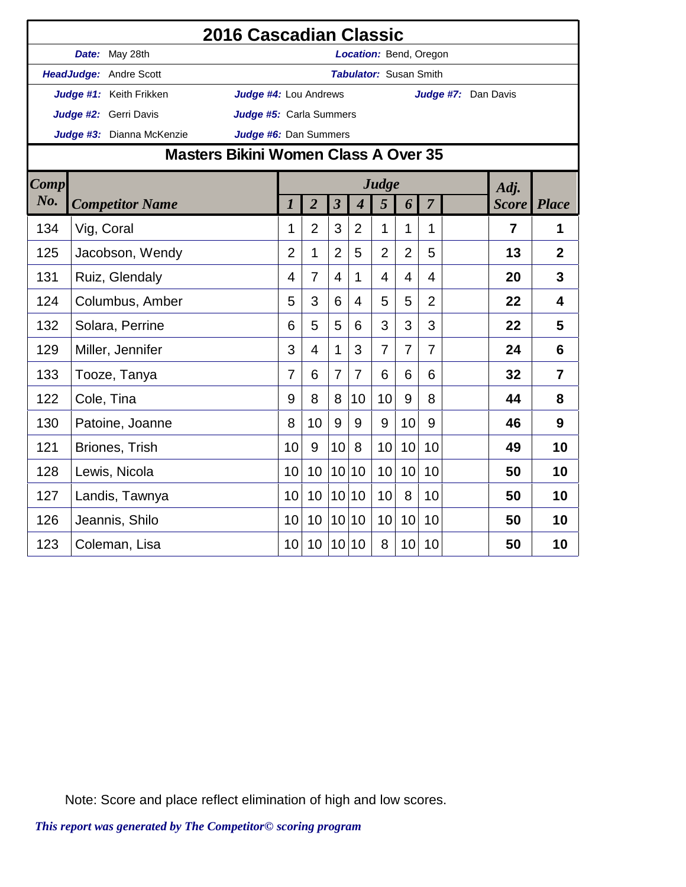# 2016 Cascadian Classic

| | | |
|---|---|---|
| ***Date:*** May 28th | | ***Location:*** Bend, Oregon |
| ***HeadJudge:*** Andre Scott | | ***Tabulator:*** Susan Smith |
| ***Judge #1:*** Keith Frikken | ***Judge #4:*** Lou Andrews | ***Judge #7:*** Dan Davis |
| ***Judge #2:*** Gerri Davis | ***Judge #5:*** Carla Summers | |
| ***Judge #3:*** Dianna McKenzie | ***Judge #6:*** Dan Summers | |

## Masters Bikini Women Class A Over 35

| Comp No. | Competitor Name | Judge 1 | 2 | 3 | 4 | 5 | 6 | 7 | | Adj. Score | Place |
|---|---|---|---|---|---|---|---|---|---|---|---|
| 134 | Vig, Coral | 1 | 2 | 3 | 2 | 1 | 1 | 1 | | **7** | **1** |
| 125 | Jacobson, Wendy | 2 | 1 | 2 | 5 | 2 | 2 | 5 | | **13** | **2** |
| 131 | Ruiz, Glendaly | 4 | 7 | 4 | 1 | 4 | 4 | 4 | | **20** | **3** |
| 124 | Columbus, Amber | 5 | 3 | 6 | 4 | 5 | 5 | 2 | | **22** | **4** |
| 132 | Solara, Perrine | 6 | 5 | 5 | 6 | 3 | 3 | 3 | | **22** | **5** |
| 129 | Miller, Jennifer | 3 | 4 | 1 | 3 | 7 | 7 | 7 | | **24** | **6** |
| 133 | Tooze, Tanya | 7 | 6 | 7 | 7 | 6 | 6 | 6 | | **32** | **7** |
| 122 | Cole, Tina | 9 | 8 | 8 | 10 | 10 | 9 | 8 | | **44** | **8** |
| 130 | Patoine, Joanne | 8 | 10 | 9 | 9 | 9 | 10 | 9 | | **46** | **9** |
| 121 | Briones, Trish | 10 | 9 | 10 | 8 | 10 | 10 | 10 | | **49** | **10** |
| 128 | Lewis, Nicola | 10 | 10 | 10 | 10 | 10 | 10 | 10 | | **50** | **10** |
| 127 | Landis, Tawnya | 10 | 10 | 10 | 10 | 10 | 8 | 10 | | **50** | **10** |
| 126 | Jeannis, Shilo | 10 | 10 | 10 | 10 | 10 | 10 | 10 | | **50** | **10** |
| 123 | Coleman, Lisa | 10 | 10 | 10 | 10 | 8 | 10 | 10 | | **50** | **10** |

Note: Score and place reflect elimination of high and low scores.

*This report was generated by The Competitor© scoring program*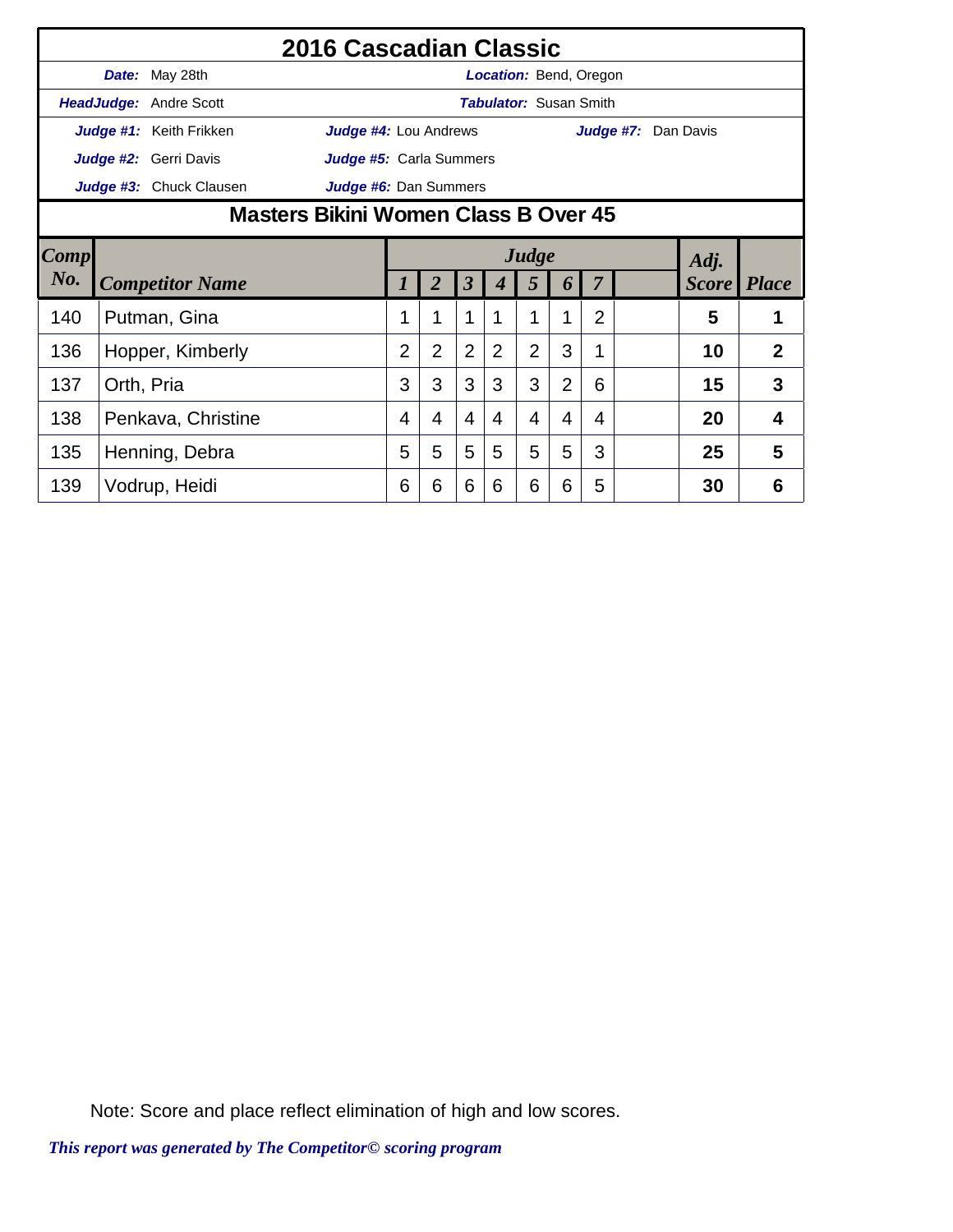# 2016 Cascadian Classic

**Date:** May 28th | **Location:** Bend, Oregon

**HeadJudge:** Andre Scott | **Tabulator:** Susan Smith

**Judge #1:** Keith Frikken | **Judge #4:** Lou Andrews | **Judge #7:** Dan Davis

**Judge #2:** Gerri Davis | **Judge #5:** Carla Summers

**Judge #3:** Chuck Clausen | **Judge #6:** Dan Summers

## Masters Bikini Women Class B Over 45

| Comp No. | Competitor Name | Judge 1 | 2 | 3 | 4 | 5 | 6 | 7 | | Adj. Score | Place |
|---|---|---|---|---|---|---|---|---|---|---|---|
| 140 | Putman, Gina | 1 | 1 | 1 | 1 | 1 | 1 | 2 | | **5** | **1** |
| 136 | Hopper, Kimberly | 2 | 2 | 2 | 2 | 2 | 3 | 1 | | **10** | **2** |
| 137 | Orth, Pria | 3 | 3 | 3 | 3 | 3 | 2 | 6 | | **15** | **3** |
| 138 | Penkava, Christine | 4 | 4 | 4 | 4 | 4 | 4 | 4 | | **20** | **4** |
| 135 | Henning, Debra | 5 | 5 | 5 | 5 | 5 | 5 | 3 | | **25** | **5** |
| 139 | Vodrup, Heidi | 6 | 6 | 6 | 6 | 6 | 6 | 5 | | **30** | **6** |

Note: Score and place reflect elimination of high and low scores.

*This report was generated by The Competitor© scoring program*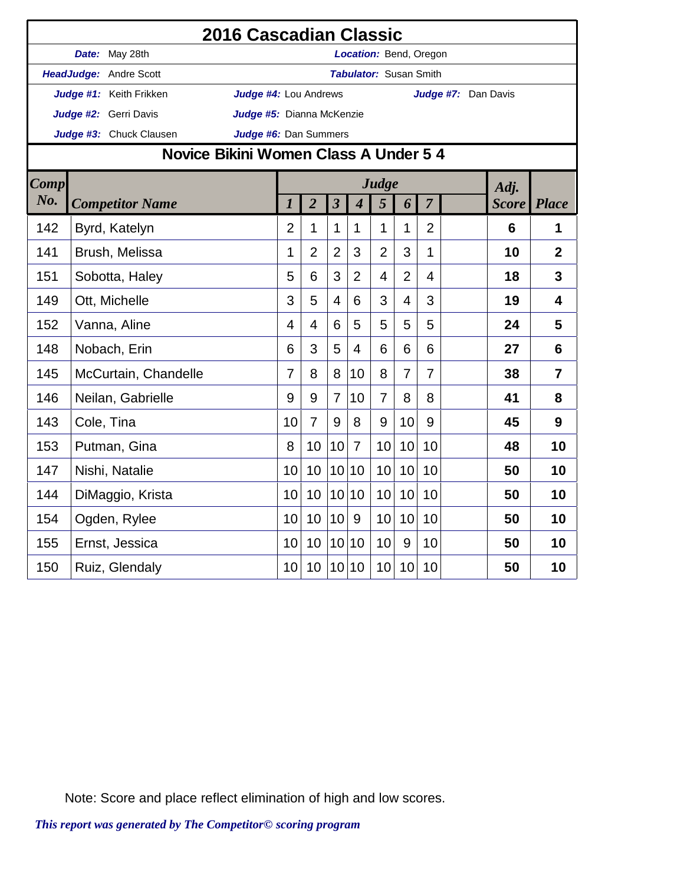# 2016 Cascadian Classic

**Date:** May 28th **Location:** Bend, Oregon

**HeadJudge:** Andre Scott **Tabulator:** Susan Smith

**Judge #1:** Keith Frikken **Judge #4:** Lou Andrews **Judge #7:** Dan Davis

**Judge #2:** Gerri Davis **Judge #5:** Dianna McKenzie

**Judge #3:** Chuck Clausen **Judge #6:** Dan Summers

## Novice Bikini Women Class A Under 5 4

| Comp No. | Competitor Name | Judge 1 | 2 | 3 | 4 | 5 | 6 | 7 | | Adj. Score | Place |
|---|---|---|---|---|---|---|---|---|---|---|---|
| 142 | Byrd, Katelyn | 2 | 1 | 1 | 1 | 1 | 1 | 2 | | **6** | **1** |
| 141 | Brush, Melissa | 1 | 2 | 2 | 3 | 2 | 3 | 1 | | **10** | **2** |
| 151 | Sobotta, Haley | 5 | 6 | 3 | 2 | 4 | 2 | 4 | | **18** | **3** |
| 149 | Ott, Michelle | 3 | 5 | 4 | 6 | 3 | 4 | 3 | | **19** | **4** |
| 152 | Vanna, Aline | 4 | 4 | 6 | 5 | 5 | 5 | 5 | | **24** | **5** |
| 148 | Nobach, Erin | 6 | 3 | 5 | 4 | 6 | 6 | 6 | | **27** | **6** |
| 145 | McCurtain, Chandelle | 7 | 8 | 8 | 10 | 8 | 7 | 7 | | **38** | **7** |
| 146 | Neilan, Gabrielle | 9 | 9 | 7 | 10 | 7 | 8 | 8 | | **41** | **8** |
| 143 | Cole, Tina | 10 | 7 | 9 | 8 | 9 | 10 | 9 | | **45** | **9** |
| 153 | Putman, Gina | 8 | 10 | 10 | 7 | 10 | 10 | 10 | | **48** | **10** |
| 147 | Nishi, Natalie | 10 | 10 | 10 | 10 | 10 | 10 | 10 | | **50** | **10** |
| 144 | DiMaggio, Krista | 10 | 10 | 10 | 10 | 10 | 10 | 10 | | **50** | **10** |
| 154 | Ogden, Rylee | 10 | 10 | 10 | 9 | 10 | 10 | 10 | | **50** | **10** |
| 155 | Ernst, Jessica | 10 | 10 | 10 | 10 | 10 | 9 | 10 | | **50** | **10** |
| 150 | Ruiz, Glendaly | 10 | 10 | 10 | 10 | 10 | 10 | 10 | | **50** | **10** |

Note: Score and place reflect elimination of high and low scores.

*This report was generated by The Competitor© scoring program*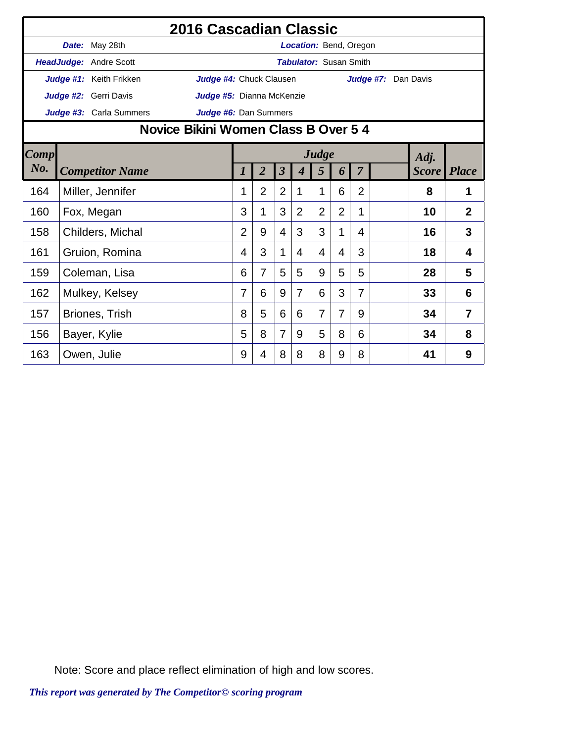# 2016 Cascadian Classic

**Date:** May 28th | **Location:** Bend, Oregon

**HeadJudge:** Andre Scott | **Tabulator:** Susan Smith

**Judge #1:** Keith Frikken | **Judge #4:** Chuck Clausen | **Judge #7:** Dan Davis

**Judge #2:** Gerri Davis | **Judge #5:** Dianna McKenzie

**Judge #3:** Carla Summers | **Judge #6:** Dan Summers

## Novice Bikini Women Class B Over 5 4

| Comp No. | Competitor Name | Judge 1 | 2 | 3 | 4 | 5 | 6 | 7 | | Adj. Score | Place |
|---|---|---|---|---|---|---|---|---|---|---|---|
| 164 | Miller, Jennifer | 1 | 2 | 2 | 1 | 1 | 6 | 2 | | **8** | **1** |
| 160 | Fox, Megan | 3 | 1 | 3 | 2 | 2 | 2 | 1 | | **10** | **2** |
| 158 | Childers, Michal | 2 | 9 | 4 | 3 | 3 | 1 | 4 | | **16** | **3** |
| 161 | Gruion, Romina | 4 | 3 | 1 | 4 | 4 | 4 | 3 | | **18** | **4** |
| 159 | Coleman, Lisa | 6 | 7 | 5 | 5 | 9 | 5 | 5 | | **28** | **5** |
| 162 | Mulkey, Kelsey | 7 | 6 | 9 | 7 | 6 | 3 | 7 | | **33** | **6** |
| 157 | Briones, Trish | 8 | 5 | 6 | 6 | 7 | 7 | 9 | | **34** | **7** |
| 156 | Bayer, Kylie | 5 | 8 | 7 | 9 | 5 | 8 | 6 | | **34** | **8** |
| 163 | Owen, Julie | 9 | 4 | 8 | 8 | 8 | 9 | 8 | | **41** | **9** |

Note: Score and place reflect elimination of high and low scores.

*This report was generated by The Competitor© scoring program*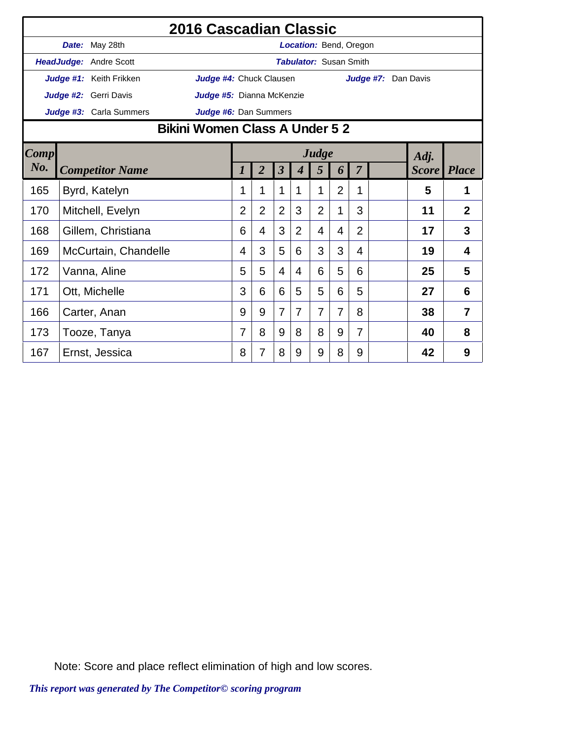# 2016 Cascadian Classic

***Date:*** May 28th ***Location:*** Bend, Oregon

***HeadJudge:*** Andre Scott ***Tabulator:*** Susan Smith

***Judge #1:*** Keith Frikken ***Judge #4:*** Chuck Clausen ***Judge #7:*** Dan Davis

***Judge #2:*** Gerri Davis ***Judge #5:*** Dianna McKenzie

***Judge #3:*** Carla Summers ***Judge #6:*** Dan Summers

## Bikini Women Class A Under 5 2

| Comp No. | Competitor Name | Judge 1 | Judge 2 | Judge 3 | Judge 4 | Judge 5 | Judge 6 | Judge 7 | | Adj. Score | Place |
|---|---|---|---|---|---|---|---|---|---|---|---|
| 165 | Byrd, Katelyn | 1 | 1 | 1 | 1 | 1 | 2 | 1 | | **5** | **1** |
| 170 | Mitchell, Evelyn | 2 | 2 | 2 | 3 | 2 | 1 | 3 | | **11** | **2** |
| 168 | Gillem, Christiana | 6 | 4 | 3 | 2 | 4 | 4 | 2 | | **17** | **3** |
| 169 | McCurtain, Chandelle | 4 | 3 | 5 | 6 | 3 | 3 | 4 | | **19** | **4** |
| 172 | Vanna, Aline | 5 | 5 | 4 | 4 | 6 | 5 | 6 | | **25** | **5** |
| 171 | Ott, Michelle | 3 | 6 | 6 | 5 | 5 | 6 | 5 | | **27** | **6** |
| 166 | Carter, Anan | 9 | 9 | 7 | 7 | 7 | 7 | 8 | | **38** | **7** |
| 173 | Tooze, Tanya | 7 | 8 | 9 | 8 | 8 | 9 | 7 | | **40** | **8** |
| 167 | Ernst, Jessica | 8 | 7 | 8 | 9 | 9 | 8 | 9 | | **42** | **9** |

Note: Score and place reflect elimination of high and low scores.

***This report was generated by The Competitor© scoring program***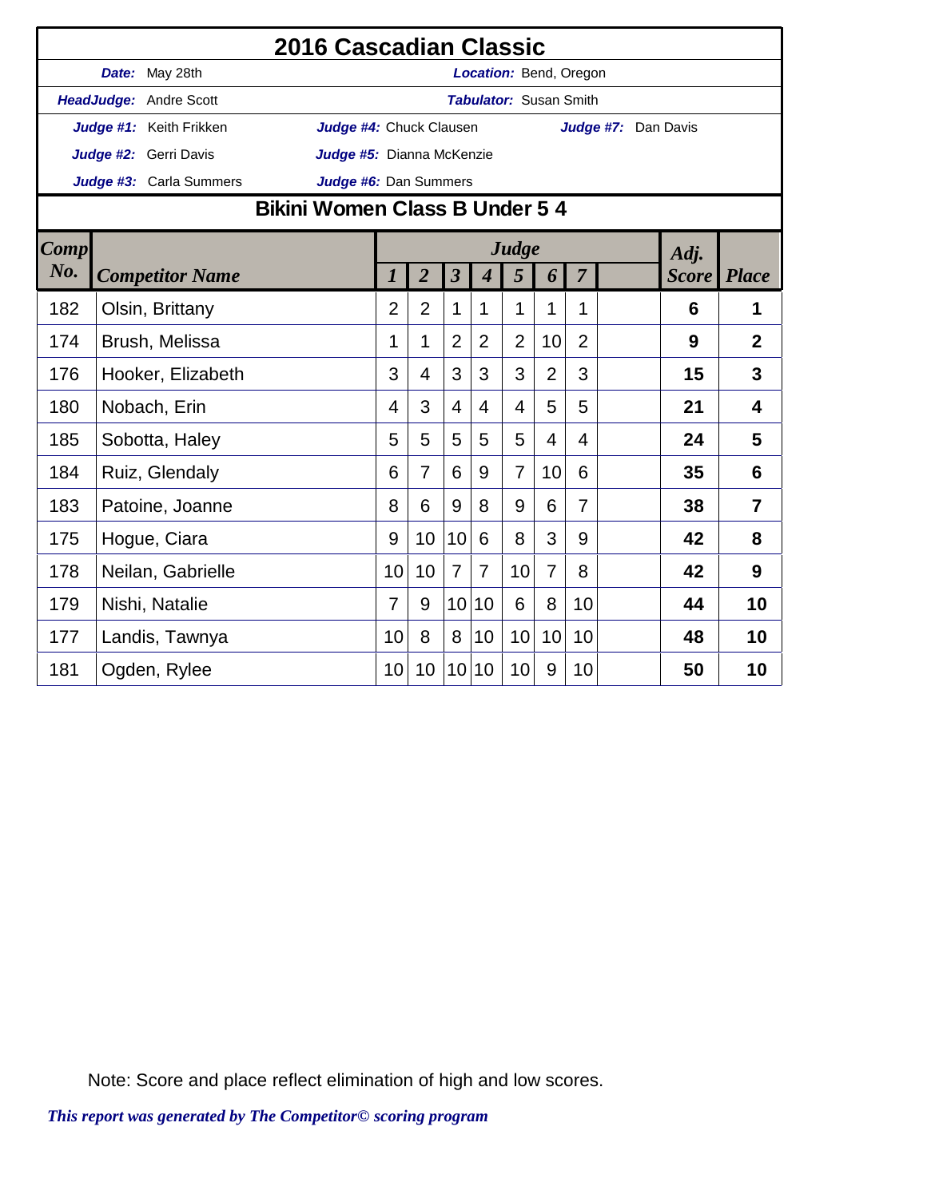# 2016 Cascadian Classic

***Date:*** May 28th ***Location:*** Bend, Oregon

***HeadJudge:*** Andre Scott ***Tabulator:*** Susan Smith

***Judge #1:*** Keith Frikken ***Judge #4:*** Chuck Clausen ***Judge #7:*** Dan Davis

***Judge #2:*** Gerri Davis ***Judge #5:*** Dianna McKenzie

***Judge #3:*** Carla Summers ***Judge #6:*** Dan Summers

## Bikini Women Class B Under 5 4

| Comp No. | Competitor Name | Judge 1 | 2 | 3 | 4 | 5 | 6 | 7 | | Adj. Score | Place |
|---|---|---|---|---|---|---|---|---|---|---|---|
| 182 | Olsin, Brittany | 2 | 2 | 1 | 1 | 1 | 1 | 1 | | **6** | **1** |
| 174 | Brush, Melissa | 1 | 1 | 2 | 2 | 2 | 10 | 2 | | **9** | **2** |
| 176 | Hooker, Elizabeth | 3 | 4 | 3 | 3 | 3 | 2 | 3 | | **15** | **3** |
| 180 | Nobach, Erin | 4 | 3 | 4 | 4 | 4 | 5 | 5 | | **21** | **4** |
| 185 | Sobotta, Haley | 5 | 5 | 5 | 5 | 5 | 4 | 4 | | **24** | **5** |
| 184 | Ruiz, Glendaly | 6 | 7 | 6 | 9 | 7 | 10 | 6 | | **35** | **6** |
| 183 | Patoine, Joanne | 8 | 6 | 9 | 8 | 9 | 6 | 7 | | **38** | **7** |
| 175 | Hogue, Ciara | 9 | 10 | 10 | 6 | 8 | 3 | 9 | | **42** | **8** |
| 178 | Neilan, Gabrielle | 10 | 10 | 7 | 7 | 10 | 7 | 8 | | **42** | **9** |
| 179 | Nishi, Natalie | 7 | 9 | 10 | 10 | 6 | 8 | 10 | | **44** | **10** |
| 177 | Landis, Tawnya | 10 | 8 | 8 | 10 | 10 | 10 | 10 | | **48** | **10** |
| 181 | Ogden, Rylee | 10 | 10 | 10 | 10 | 10 | 9 | 10 | | **50** | **10** |

Note: Score and place reflect elimination of high and low scores.

***This report was generated by The Competitor© scoring program***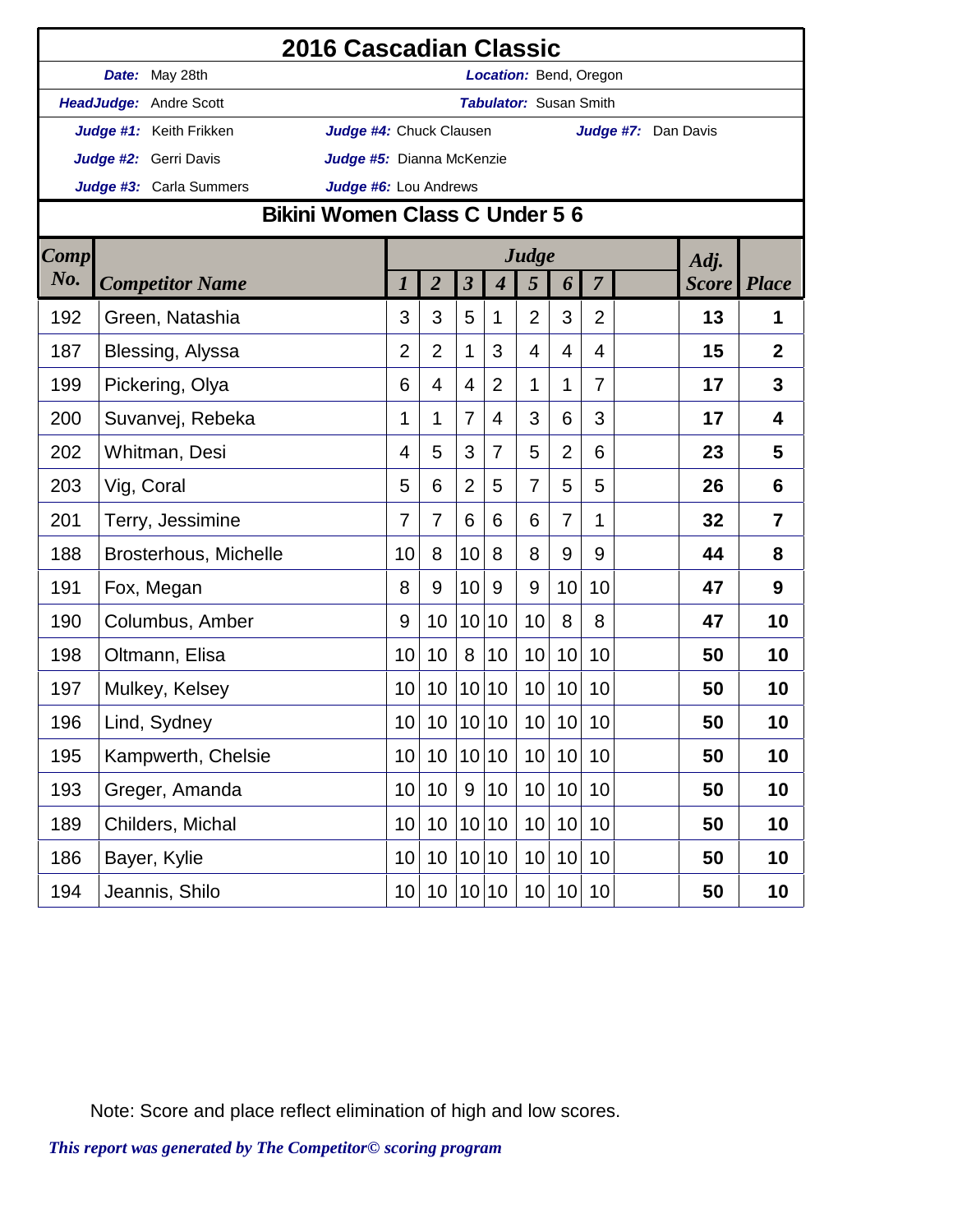# 2016 Cascadian Classic

**Date:** May 28th | **Location:** Bend, Oregon

**HeadJudge:** Andre Scott | **Tabulator:** Susan Smith

**Judge #1:** Keith Frikken | **Judge #4:** Chuck Clausen | **Judge #7:** Dan Davis

**Judge #2:** Gerri Davis | **Judge #5:** Dianna McKenzie

**Judge #3:** Carla Summers | **Judge #6:** Lou Andrews

## Bikini Women Class C Under 5 6

| Comp No. | Competitor Name | Judge 1 | 2 | 3 | 4 | 5 | 6 | 7 | | Adj. Score | Place |
|---|---|---|---|---|---|---|---|---|---|---|---|
| 192 | Green, Natashia | 3 | 3 | 5 | 1 | 2 | 3 | 2 | | 13 | 1 |
| 187 | Blessing, Alyssa | 2 | 2 | 1 | 3 | 4 | 4 | 4 | | 15 | 2 |
| 199 | Pickering, Olya | 6 | 4 | 4 | 2 | 1 | 1 | 7 | | 17 | 3 |
| 200 | Suvanvej, Rebeka | 1 | 1 | 7 | 4 | 3 | 6 | 3 | | 17 | 4 |
| 202 | Whitman, Desi | 4 | 5 | 3 | 7 | 5 | 2 | 6 | | 23 | 5 |
| 203 | Vig, Coral | 5 | 6 | 2 | 5 | 7 | 5 | 5 | | 26 | 6 |
| 201 | Terry, Jessimine | 7 | 7 | 6 | 6 | 6 | 7 | 1 | | 32 | 7 |
| 188 | Brosterhous, Michelle | 10 | 8 | 10 | 8 | 8 | 9 | 9 | | 44 | 8 |
| 191 | Fox, Megan | 8 | 9 | 10 | 9 | 9 | 10 | 10 | | 47 | 9 |
| 190 | Columbus, Amber | 9 | 10 | 10 | 10 | 10 | 8 | 8 | | 47 | 10 |
| 198 | Oltmann, Elisa | 10 | 10 | 8 | 10 | 10 | 10 | 10 | | 50 | 10 |
| 197 | Mulkey, Kelsey | 10 | 10 | 10 | 10 | 10 | 10 | 10 | | 50 | 10 |
| 196 | Lind, Sydney | 10 | 10 | 10 | 10 | 10 | 10 | 10 | | 50 | 10 |
| 195 | Kampwerth, Chelsie | 10 | 10 | 10 | 10 | 10 | 10 | 10 | | 50 | 10 |
| 193 | Greger, Amanda | 10 | 10 | 9 | 10 | 10 | 10 | 10 | | 50 | 10 |
| 189 | Childers, Michal | 10 | 10 | 10 | 10 | 10 | 10 | 10 | | 50 | 10 |
| 186 | Bayer, Kylie | 10 | 10 | 10 | 10 | 10 | 10 | 10 | | 50 | 10 |
| 194 | Jeannis, Shilo | 10 | 10 | 10 | 10 | 10 | 10 | 10 | | 50 | 10 |

Note: Score and place reflect elimination of high and low scores.

*This report was generated by The Competitor© scoring program*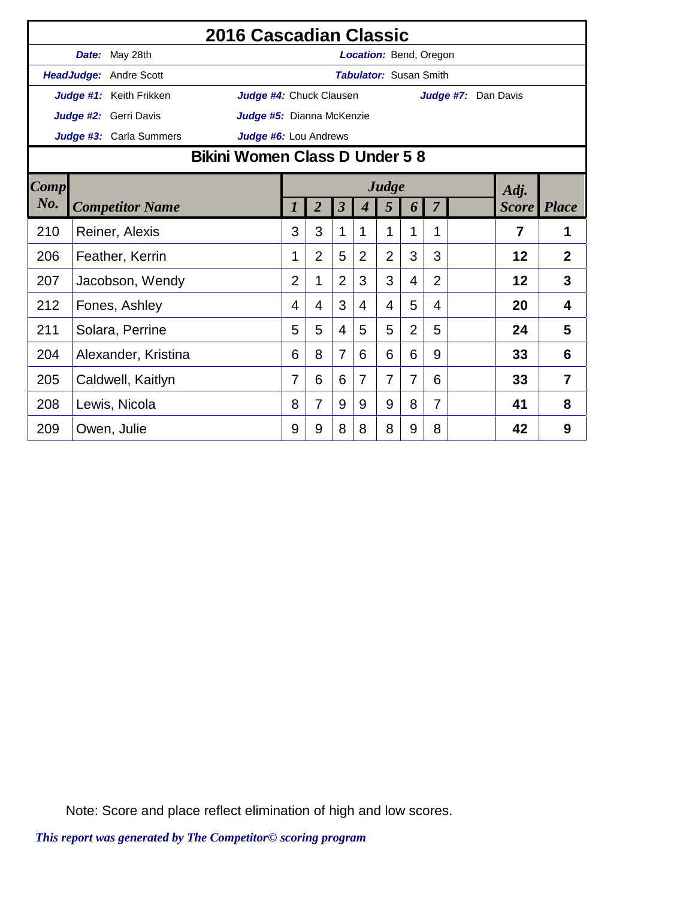# 2016 Cascadian Classic

***Date:*** May 28th ***Location:*** Bend, Oregon

***HeadJudge:*** Andre Scott ***Tabulator:*** Susan Smith

***Judge #1:*** Keith Frikken ***Judge #4:*** Chuck Clausen ***Judge #7:*** Dan Davis

***Judge #2:*** Gerri Davis ***Judge #5:*** Dianna McKenzie

***Judge #3:*** Carla Summers ***Judge #6:*** Lou Andrews

## Bikini Women Class D Under 5 8

| Comp No. | Competitor Name | Judge 1 | 2 | 3 | 4 | 5 | 6 | 7 | | Adj. Score | Place |
|---|---|---|---|---|---|---|---|---|---|---|---|
| 210 | Reiner, Alexis | 3 | 3 | 1 | 1 | 1 | 1 | 1 | | **7** | **1** |
| 206 | Feather, Kerrin | 1 | 2 | 5 | 2 | 2 | 3 | 3 | | **12** | **2** |
| 207 | Jacobson, Wendy | 2 | 1 | 2 | 3 | 3 | 4 | 2 | | **12** | **3** |
| 212 | Fones, Ashley | 4 | 4 | 3 | 4 | 4 | 5 | 4 | | **20** | **4** |
| 211 | Solara, Perrine | 5 | 5 | 4 | 5 | 5 | 2 | 5 | | **24** | **5** |
| 204 | Alexander, Kristina | 6 | 8 | 7 | 6 | 6 | 6 | 9 | | **33** | **6** |
| 205 | Caldwell, Kaitlyn | 7 | 6 | 6 | 7 | 7 | 7 | 6 | | **33** | **7** |
| 208 | Lewis, Nicola | 8 | 7 | 9 | 9 | 9 | 8 | 7 | | **41** | **8** |
| 209 | Owen, Julie | 9 | 9 | 8 | 8 | 8 | 9 | 8 | | **42** | **9** |

Note: Score and place reflect elimination of high and low scores.

*This report was generated by The Competitor© scoring program*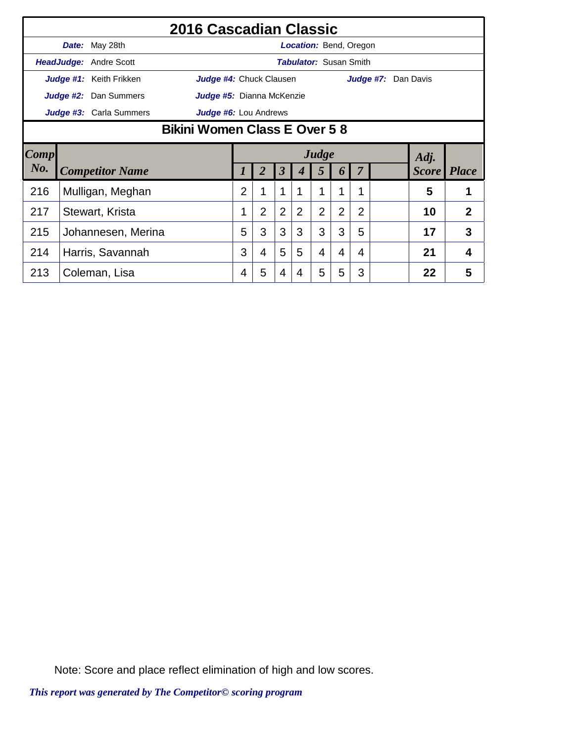# 2016 Cascadian Classic

**Date:** May 28th | **Location:** Bend, Oregon

**HeadJudge:** Andre Scott | **Tabulator:** Susan Smith

**Judge #1:** Keith Frikken | **Judge #4:** Chuck Clausen | **Judge #7:** Dan Davis

**Judge #2:** Dan Summers | **Judge #5:** Dianna McKenzie

**Judge #3:** Carla Summers | **Judge #6:** Lou Andrews

## Bikini Women Class E Over 5 8

| Comp No. | Competitor Name | Judge 1 | 2 | 3 | 4 | 5 | 6 | 7 | | Adj. Score | Place |
|---|---|---|---|---|---|---|---|---|---|---|---|
| 216 | Mulligan, Meghan | 2 | 1 | 1 | 1 | 1 | 1 | 1 | | **5** | **1** |
| 217 | Stewart, Krista | 1 | 2 | 2 | 2 | 2 | 2 | 2 | | **10** | **2** |
| 215 | Johannesen, Merina | 5 | 3 | 3 | 3 | 3 | 3 | 5 | | **17** | **3** |
| 214 | Harris, Savannah | 3 | 4 | 5 | 5 | 4 | 4 | 4 | | **21** | **4** |
| 213 | Coleman, Lisa | 4 | 5 | 4 | 4 | 5 | 5 | 3 | | **22** | **5** |

Note: Score and place reflect elimination of high and low scores.

*This report was generated by The Competitor© scoring program*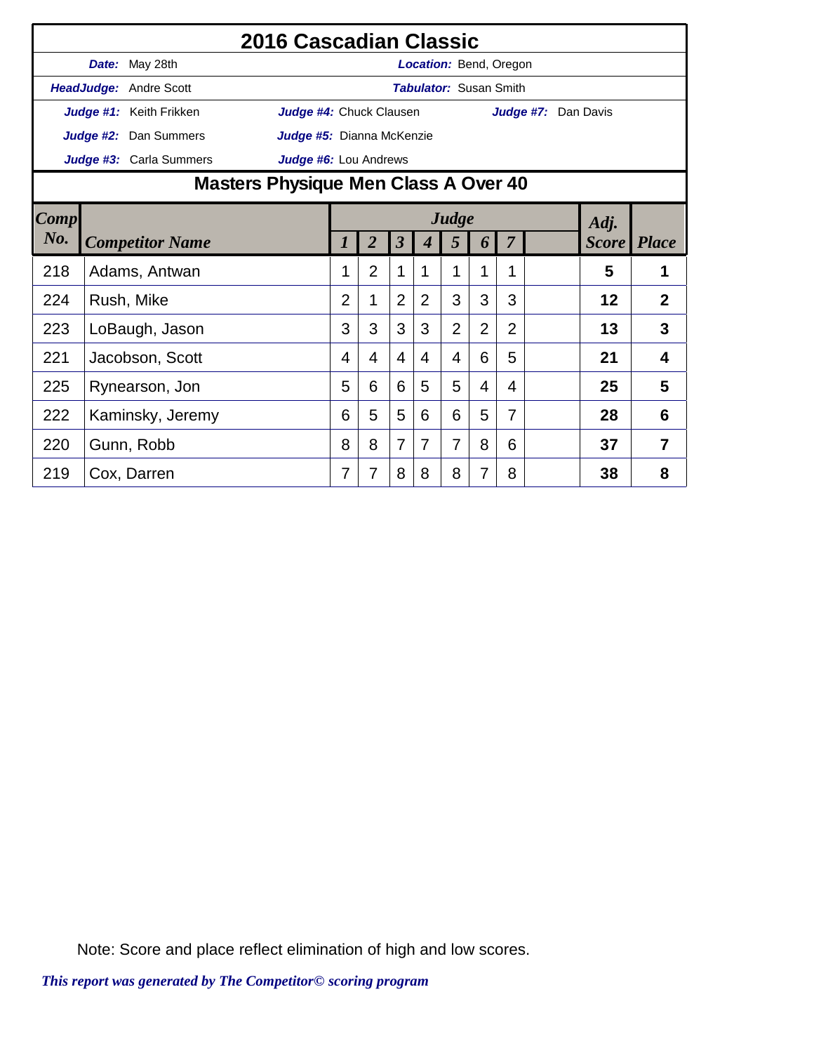# 2016 Cascadian Classic

**Date:** May 28th **Location:** Bend, Oregon

**HeadJudge:** Andre Scott **Tabulator:** Susan Smith

**Judge #1:** Keith Frikken **Judge #4:** Chuck Clausen **Judge #7:** Dan Davis

**Judge #2:** Dan Summers **Judge #5:** Dianna McKenzie

**Judge #3:** Carla Summers **Judge #6:** Lou Andrews

## Masters Physique Men Class A Over 40

| Comp No. | Competitor Name | Judge 1 | 2 | 3 | 4 | 5 | 6 | 7 | | Adj. Score | Place |
|---|---|---|---|---|---|---|---|---|---|---|---|
| 218 | Adams, Antwan | 1 | 2 | 1 | 1 | 1 | 1 | 1 | | 5 | 1 |
| 224 | Rush, Mike | 2 | 1 | 2 | 2 | 3 | 3 | 3 | | 12 | 2 |
| 223 | LoBaugh, Jason | 3 | 3 | 3 | 3 | 2 | 2 | 2 | | 13 | 3 |
| 221 | Jacobson, Scott | 4 | 4 | 4 | 4 | 4 | 6 | 5 | | 21 | 4 |
| 225 | Rynearson, Jon | 5 | 6 | 6 | 5 | 5 | 4 | 4 | | 25 | 5 |
| 222 | Kaminsky, Jeremy | 6 | 5 | 5 | 6 | 6 | 5 | 7 | | 28 | 6 |
| 220 | Gunn, Robb | 8 | 8 | 7 | 7 | 7 | 8 | 6 | | 37 | 7 |
| 219 | Cox, Darren | 7 | 7 | 8 | 8 | 8 | 7 | 8 | | 38 | 8 |

Note: Score and place reflect elimination of high and low scores.

*This report was generated by The Competitor© scoring program*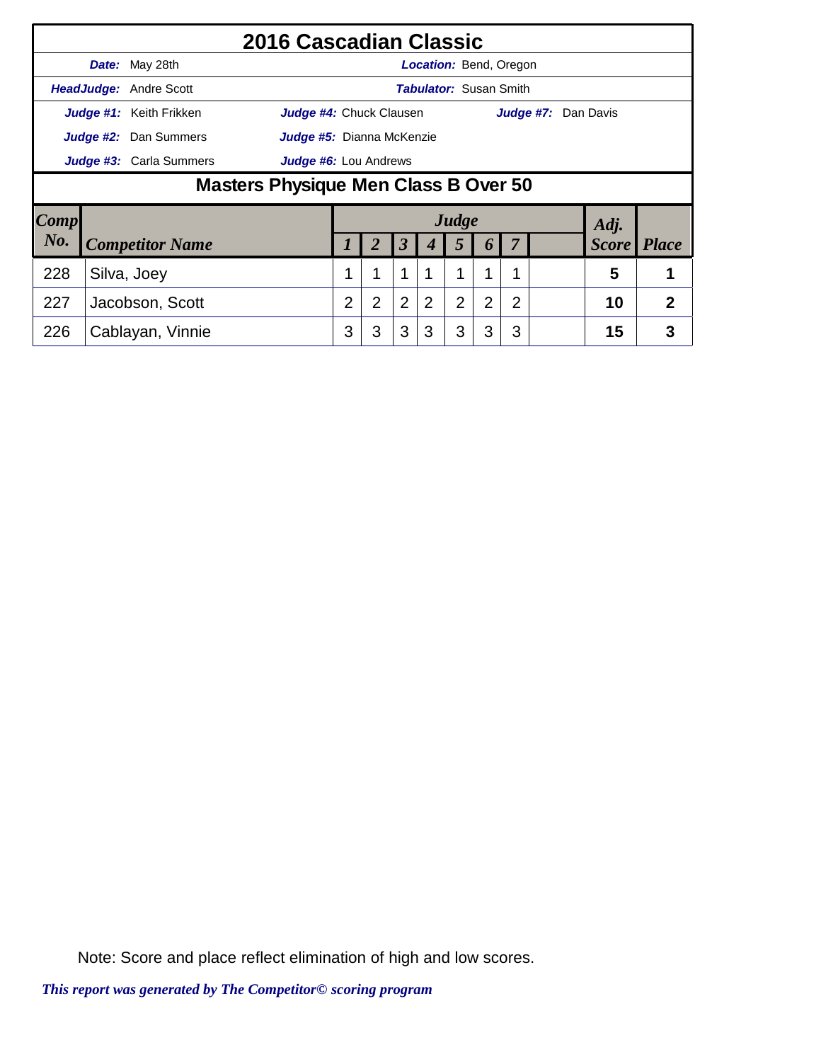# 2016 Cascadian Classic

***Date:*** May 28th ***Location:*** Bend, Oregon

***HeadJudge:*** Andre Scott ***Tabulator:*** Susan Smith

***Judge #1:*** Keith Frikken ***Judge #4:*** Chuck Clausen ***Judge #7:*** Dan Davis

***Judge #2:*** Dan Summers ***Judge #5:*** Dianna McKenzie

***Judge #3:*** Carla Summers ***Judge #6:*** Lou Andrews

## Masters Physique Men Class B Over 50

| Comp No. | Competitor Name | Judge 1 | 2 | 3 | 4 | 5 | 6 | 7 | | Adj. Score | Place |
|---|---|---|---|---|---|---|---|---|---|---|---|
| 228 | Silva, Joey | 1 | 1 | 1 | 1 | 1 | 1 | 1 | | **5** | **1** |
| 227 | Jacobson, Scott | 2 | 2 | 2 | 2 | 2 | 2 | 2 | | **10** | **2** |
| 226 | Cablayan, Vinnie | 3 | 3 | 3 | 3 | 3 | 3 | 3 | | **15** | **3** |

Note: Score and place reflect elimination of high and low scores.

*This report was generated by The Competitor© scoring program*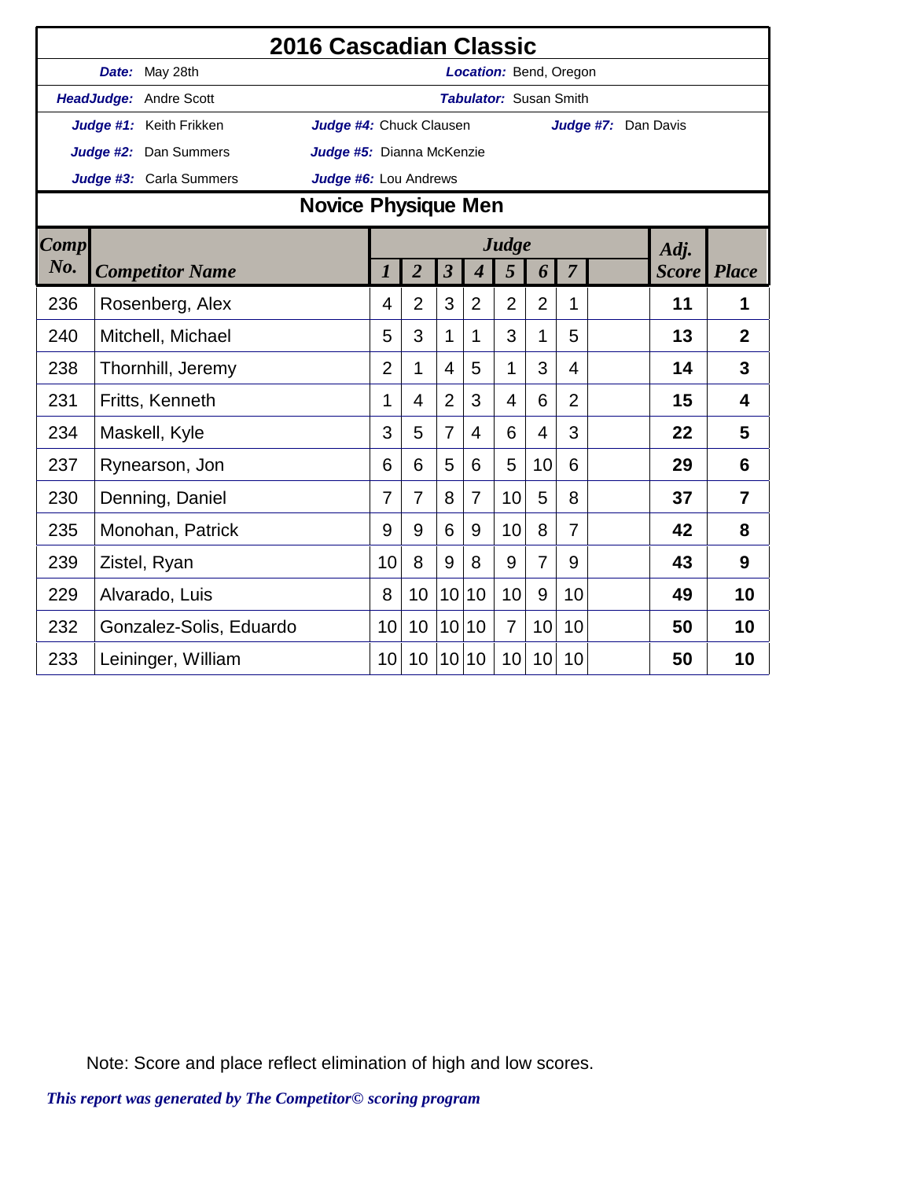# 2016 Cascadian Classic

**Date:** May 28th

**Location:** Bend, Oregon

**HeadJudge:** Andre Scott

**Tabulator:** Susan Smith

**Judge #1:** Keith Frikken

**Judge #2:** Dan Summers

**Judge #3:** Carla Summers

**Judge #4:** Chuck Clausen

**Judge #5:** Dianna McKenzie

**Judge #6:** Lou Andrews

**Judge #7:** Dan Davis

## Novice Physique Men

| Comp No. | Competitor Name | Judge 1 | 2 | 3 | 4 | 5 | 6 | 7 | | Adj. Score | Place |
|---|---|---|---|---|---|---|---|---|---|---|---|
| 236 | Rosenberg, Alex | 4 | 2 | 3 | 2 | 2 | 2 | 1 | | **11** | **1** |
| 240 | Mitchell, Michael | 5 | 3 | 1 | 1 | 3 | 1 | 5 | | **13** | **2** |
| 238 | Thornhill, Jeremy | 2 | 1 | 4 | 5 | 1 | 3 | 4 | | **14** | **3** |
| 231 | Fritts, Kenneth | 1 | 4 | 2 | 3 | 4 | 6 | 2 | | **15** | **4** |
| 234 | Maskell, Kyle | 3 | 5 | 7 | 4 | 6 | 4 | 3 | | **22** | **5** |
| 237 | Rynearson, Jon | 6 | 6 | 5 | 6 | 5 | 10 | 6 | | **29** | **6** |
| 230 | Denning, Daniel | 7 | 7 | 8 | 7 | 10 | 5 | 8 | | **37** | **7** |
| 235 | Monohan, Patrick | 9 | 9 | 6 | 9 | 10 | 8 | 7 | | **42** | **8** |
| 239 | Zistel, Ryan | 10 | 8 | 9 | 8 | 9 | 7 | 9 | | **43** | **9** |
| 229 | Alvarado, Luis | 8 | 10 | 10 | 10 | 10 | 9 | 10 | | **49** | **10** |
| 232 | Gonzalez-Solis, Eduardo | 10 | 10 | 10 | 10 | 7 | 10 | 10 | | **50** | **10** |
| 233 | Leininger, William | 10 | 10 | 10 | 10 | 10 | 10 | 10 | | **50** | **10** |

Note: Score and place reflect elimination of high and low scores.

*This report was generated by The Competitor© scoring program*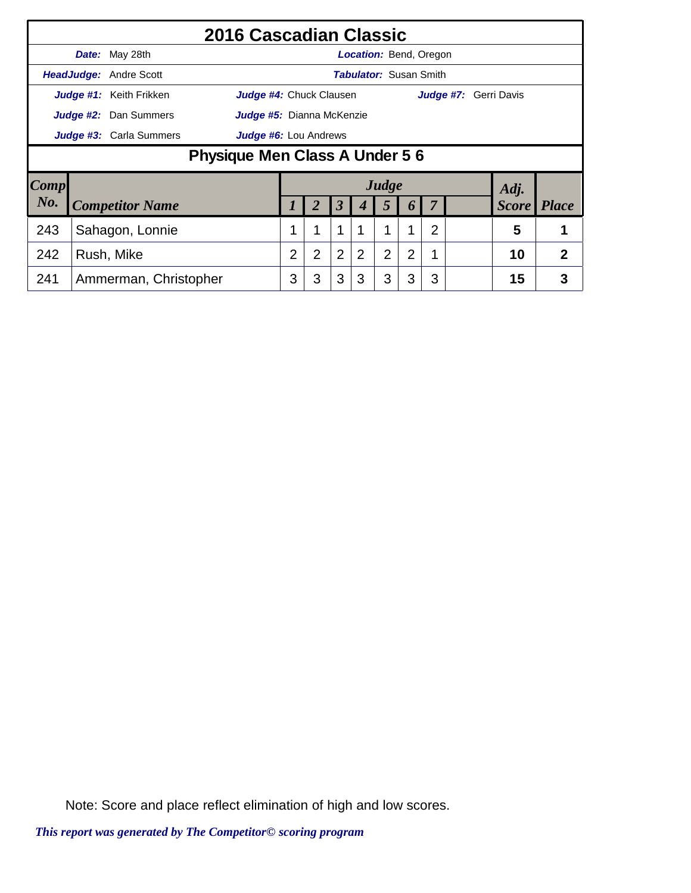# 2016 Cascadian Classic

***Date:*** May 28th ***Location:*** Bend, Oregon

***HeadJudge:*** Andre Scott ***Tabulator:*** Susan Smith

***Judge #1:*** Keith Frikken ***Judge #4:*** Chuck Clausen ***Judge #7:*** Gerri Davis

***Judge #2:*** Dan Summers ***Judge #5:*** Dianna McKenzie

***Judge #3:*** Carla Summers ***Judge #6:*** Lou Andrews

## Physique Men Class A Under 5 6

| Comp No. | Competitor Name | Judge 1 | 2 | 3 | 4 | 5 | 6 | 7 | | Adj. Score | Place |
|---|---|---|---|---|---|---|---|---|---|---|---|
| 243 | Sahagon, Lonnie | 1 | 1 | 1 | 1 | 1 | 1 | 2 | | **5** | **1** |
| 242 | Rush, Mike | 2 | 2 | 2 | 2 | 2 | 2 | 1 | | **10** | **2** |
| 241 | Ammerman, Christopher | 3 | 3 | 3 | 3 | 3 | 3 | 3 | | **15** | **3** |

Note: Score and place reflect elimination of high and low scores.

*This report was generated by The Competitor© scoring program*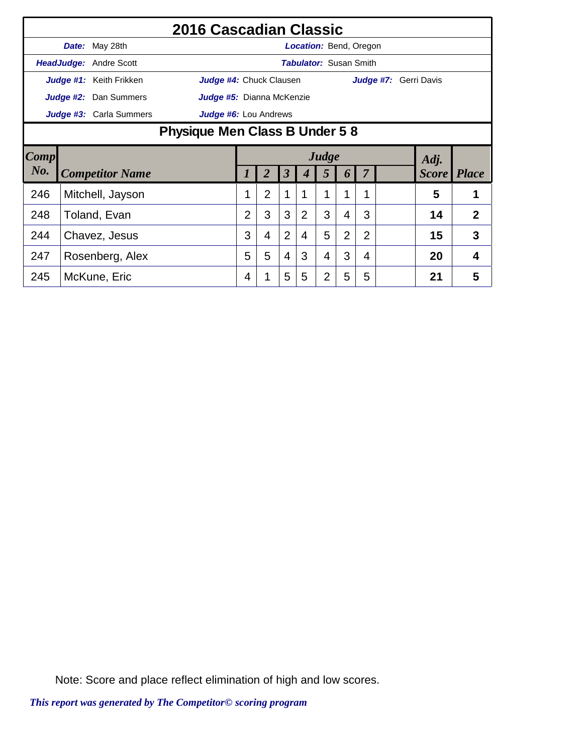# 2016 Cascadian Classic

**Date:** May 28th **Location:** Bend, Oregon

**HeadJudge:** Andre Scott **Tabulator:** Susan Smith

**Judge #1:** Keith Frikken **Judge #4:** Chuck Clausen **Judge #7:** Gerri Davis

**Judge #2:** Dan Summers **Judge #5:** Dianna McKenzie

**Judge #3:** Carla Summers **Judge #6:** Lou Andrews

## Physique Men Class B Under 5 8

| Comp No. | Competitor Name | Judge 1 | 2 | 3 | 4 | 5 | 6 | 7 | | Adj. Score | Place |
|---|---|---|---|---|---|---|---|---|---|---|---|
| 246 | Mitchell, Jayson | 1 | 2 | 1 | 1 | 1 | 1 | 1 | | **5** | **1** |
| 248 | Toland, Evan | 2 | 3 | 3 | 2 | 3 | 4 | 3 | | **14** | **2** |
| 244 | Chavez, Jesus | 3 | 4 | 2 | 4 | 5 | 2 | 2 | | **15** | **3** |
| 247 | Rosenberg, Alex | 5 | 5 | 4 | 3 | 4 | 3 | 4 | | **20** | **4** |
| 245 | McKune, Eric | 4 | 1 | 5 | 5 | 2 | 5 | 5 | | **21** | **5** |

Note: Score and place reflect elimination of high and low scores.

*This report was generated by The Competitor© scoring program*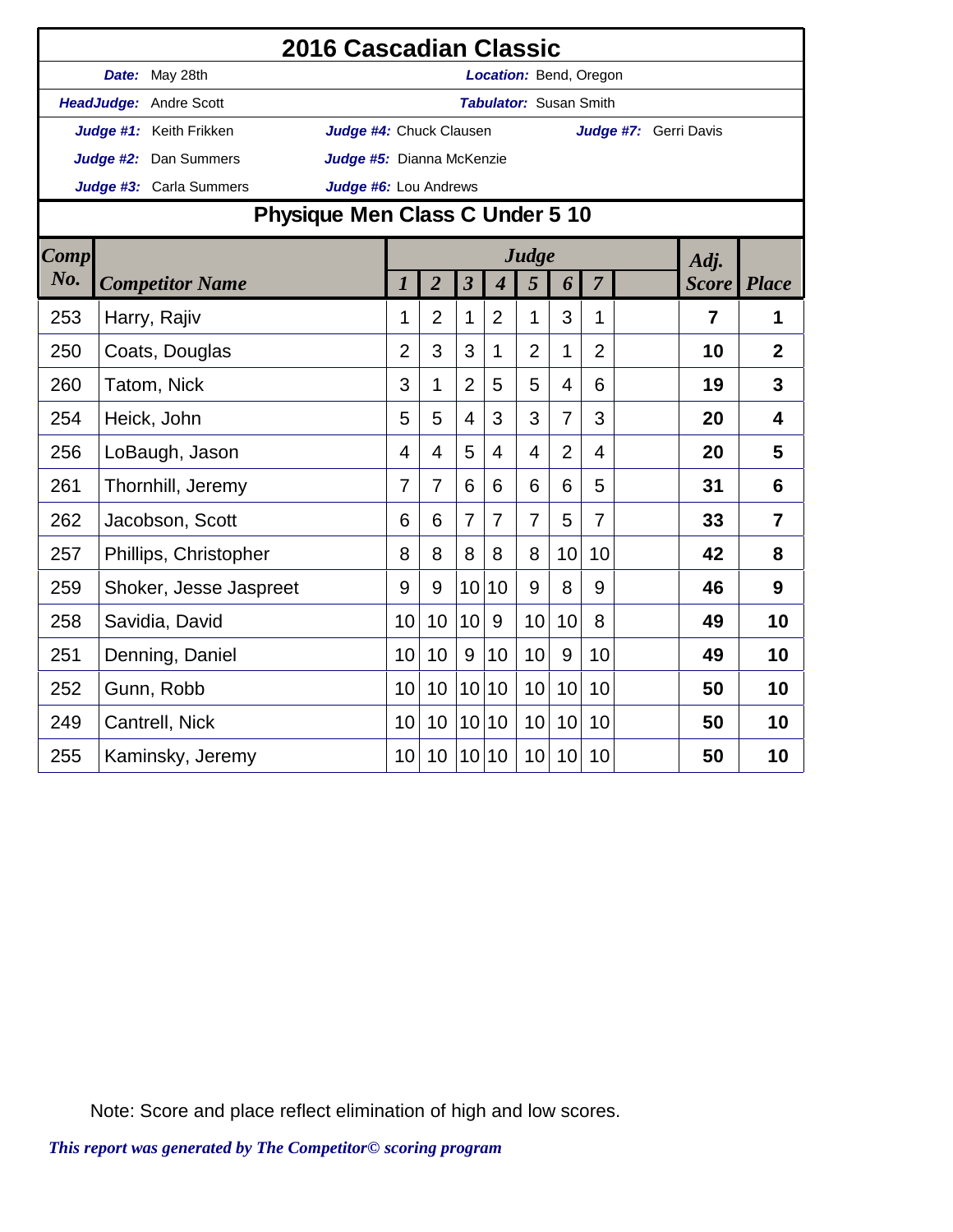# 2016 Cascadian Classic

**Date:** May 28th | **Location:** Bend, Oregon

**HeadJudge:** Andre Scott | **Tabulator:** Susan Smith

**Judge #1:** Keith Frikken | **Judge #4:** Chuck Clausen | **Judge #7:** Gerri Davis

**Judge #2:** Dan Summers | **Judge #5:** Dianna McKenzie

**Judge #3:** Carla Summers | **Judge #6:** Lou Andrews

## Physique Men Class C Under 5 10

| Comp No. | Competitor Name | Judge 1 | 2 | 3 | 4 | 5 | 6 | 7 | | Adj. Score | Place |
|---|---|---|---|---|---|---|---|---|---|---|---|
| 253 | Harry, Rajiv | 1 | 2 | 1 | 2 | 1 | 3 | 1 | | **7** | **1** |
| 250 | Coats, Douglas | 2 | 3 | 3 | 1 | 2 | 1 | 2 | | **10** | **2** |
| 260 | Tatom, Nick | 3 | 1 | 2 | 5 | 5 | 4 | 6 | | **19** | **3** |
| 254 | Heick, John | 5 | 5 | 4 | 3 | 3 | 7 | 3 | | **20** | **4** |
| 256 | LoBaugh, Jason | 4 | 4 | 5 | 4 | 4 | 2 | 4 | | **20** | **5** |
| 261 | Thornhill, Jeremy | 7 | 7 | 6 | 6 | 6 | 6 | 5 | | **31** | **6** |
| 262 | Jacobson, Scott | 6 | 6 | 7 | 7 | 7 | 5 | 7 | | **33** | **7** |
| 257 | Phillips, Christopher | 8 | 8 | 8 | 8 | 8 | 10 | 10 | | **42** | **8** |
| 259 | Shoker, Jesse Jaspreet | 9 | 9 | 10 | 10 | 9 | 8 | 9 | | **46** | **9** |
| 258 | Savidia, David | 10 | 10 | 10 | 9 | 10 | 10 | 8 | | **49** | **10** |
| 251 | Denning, Daniel | 10 | 10 | 9 | 10 | 10 | 9 | 10 | | **49** | **10** |
| 252 | Gunn, Robb | 10 | 10 | 10 | 10 | 10 | 10 | 10 | | **50** | **10** |
| 249 | Cantrell, Nick | 10 | 10 | 10 | 10 | 10 | 10 | 10 | | **50** | **10** |
| 255 | Kaminsky, Jeremy | 10 | 10 | 10 | 10 | 10 | 10 | 10 | | **50** | **10** |

Note: Score and place reflect elimination of high and low scores.

*This report was generated by The Competitor© scoring program*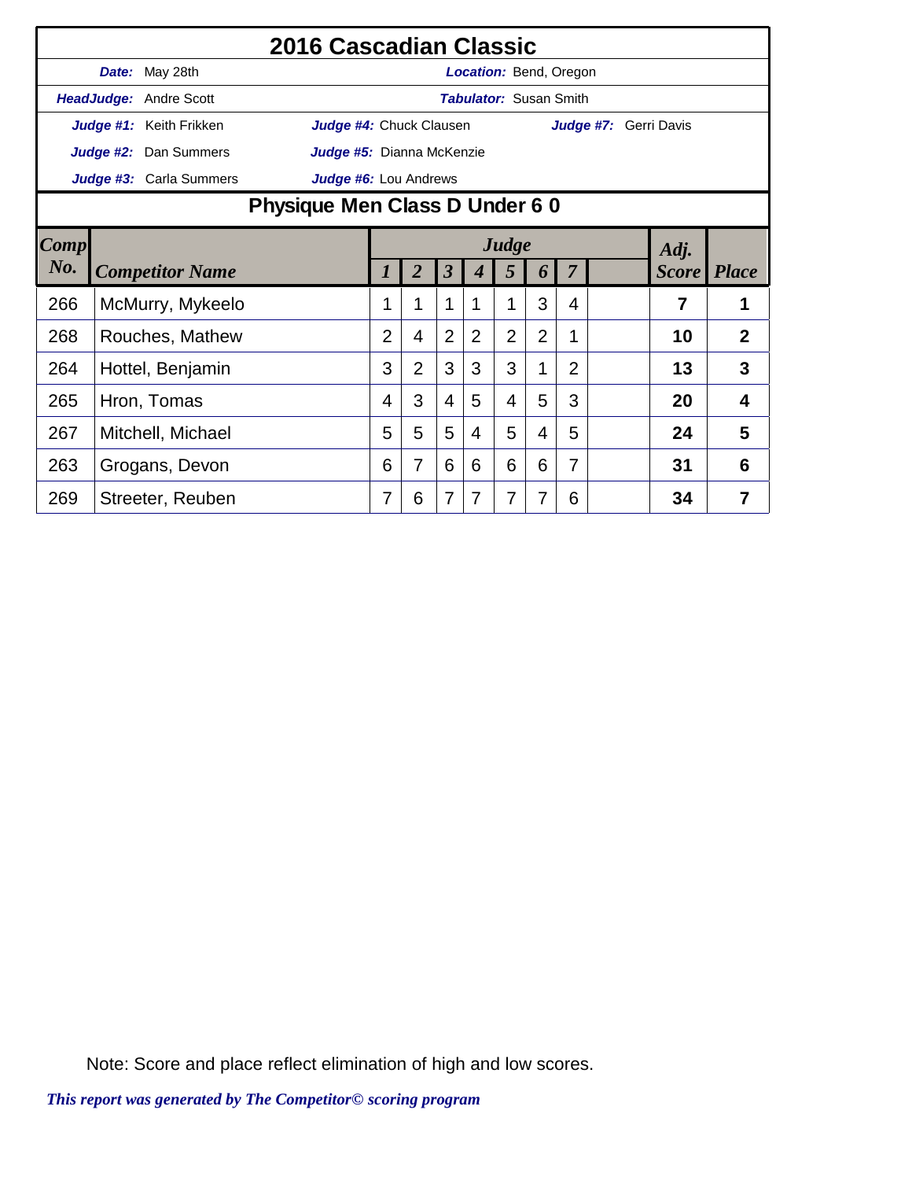# 2016 Cascadian Classic

**Date:** May 28th  
**Location:** Bend, Oregon

**HeadJudge:** Andre Scott  
**Tabulator:** Susan Smith

**Judge #1:** Keith Frikken  
**Judge #2:** Dan Summers  
**Judge #3:** Carla Summers  
**Judge #4:** Chuck Clausen  
**Judge #5:** Dianna McKenzie  
**Judge #6:** Lou Andrews  
**Judge #7:** Gerri Davis

## Physique Men Class D Under 6 0

| Comp No. | Competitor Name | Judge 1 | 2 | 3 | 4 | 5 | 6 | 7 | | Adj. Score | Place |
|---|---|---|---|---|---|---|---|---|---|---|---|
| 266 | McMurry, Mykeelo | 1 | 1 | 1 | 1 | 1 | 3 | 4 | | **7** | **1** |
| 268 | Rouches, Mathew | 2 | 4 | 2 | 2 | 2 | 2 | 1 | | **10** | **2** |
| 264 | Hottel, Benjamin | 3 | 2 | 3 | 3 | 3 | 1 | 2 | | **13** | **3** |
| 265 | Hron, Tomas | 4 | 3 | 4 | 5 | 4 | 5 | 3 | | **20** | **4** |
| 267 | Mitchell, Michael | 5 | 5 | 5 | 4 | 5 | 4 | 5 | | **24** | **5** |
| 263 | Grogans, Devon | 6 | 7 | 6 | 6 | 6 | 6 | 7 | | **31** | **6** |
| 269 | Streeter, Reuben | 7 | 6 | 7 | 7 | 7 | 7 | 6 | | **34** | **7** |

Note: Score and place reflect elimination of high and low scores.

*This report was generated by The Competitor© scoring program*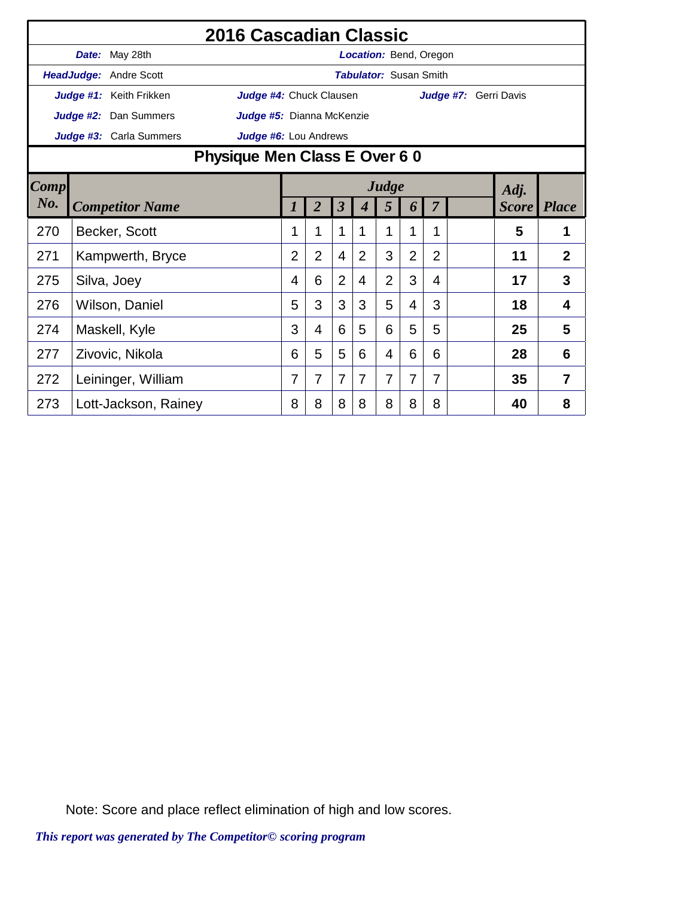# 2016 Cascadian Classic

***Date:*** May 28th ***Location:*** Bend, Oregon

***HeadJudge:*** Andre Scott ***Tabulator:*** Susan Smith

***Judge #1:*** Keith Frikken ***Judge #4:*** Chuck Clausen ***Judge #7:*** Gerri Davis

***Judge #2:*** Dan Summers ***Judge #5:*** Dianna McKenzie

***Judge #3:*** Carla Summers ***Judge #6:*** Lou Andrews

## Physique Men Class E Over 6 0

| Comp No. | Competitor Name | Judge 1 | 2 | 3 | 4 | 5 | 6 | 7 | | Adj. Score | Place |
|---|---|---|---|---|---|---|---|---|---|---|---|
| 270 | Becker, Scott | 1 | 1 | 1 | 1 | 1 | 1 | 1 | | **5** | **1** |
| 271 | Kampwerth, Bryce | 2 | 2 | 4 | 2 | 3 | 2 | 2 | | **11** | **2** |
| 275 | Silva, Joey | 4 | 6 | 2 | 4 | 2 | 3 | 4 | | **17** | **3** |
| 276 | Wilson, Daniel | 5 | 3 | 3 | 3 | 5 | 4 | 3 | | **18** | **4** |
| 274 | Maskell, Kyle | 3 | 4 | 6 | 5 | 6 | 5 | 5 | | **25** | **5** |
| 277 | Zivovic, Nikola | 6 | 5 | 5 | 6 | 4 | 6 | 6 | | **28** | **6** |
| 272 | Leininger, William | 7 | 7 | 7 | 7 | 7 | 7 | 7 | | **35** | **7** |
| 273 | Lott-Jackson, Rainey | 8 | 8 | 8 | 8 | 8 | 8 | 8 | | **40** | **8** |

Note: Score and place reflect elimination of high and low scores.

*This report was generated by The Competitor© scoring program*